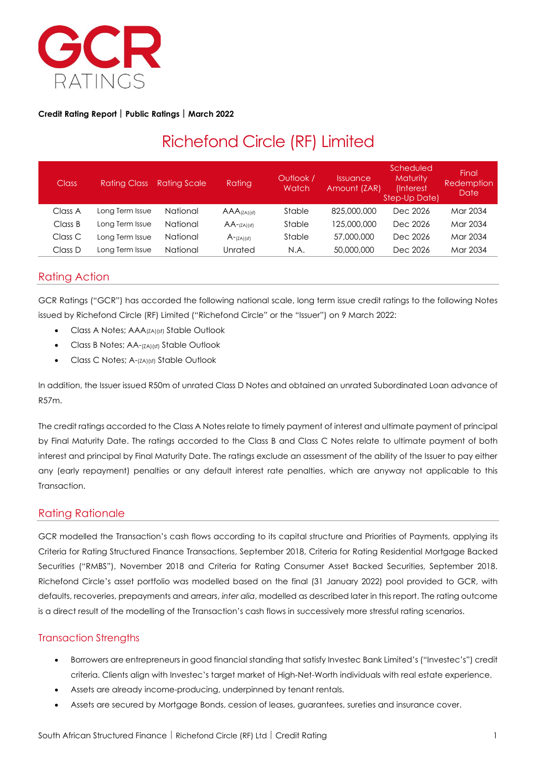**Credit Rating Report | Public Ratings | March 2022**

# Richefond Circle (RF) Limited

| Class | Rating Class | Rating Scale | Rating | Outlook / Watch | Issuance Amount (ZAR) | Scheduled Maturity (Interest Step-Up Date) | Final Redemption Date |
|---|---|---|---|---|---|---|---|
| Class A | Long Term Issue | National | $AAA_{(ZA)(sf)}$ | Stable | 825,000,000 | Dec 2026 | Mar 2034 |
| Class B | Long Term Issue | National | $AA-_{(ZA)(sf)}$ | Stable | 125,000,000 | Dec 2026 | Mar 2034 |
| Class C | Long Term Issue | National | $A-_{(ZA)(sf)}$ | Stable | 57,000,000 | Dec 2026 | Mar 2034 |
| Class D | Long Term Issue | National | Unrated | N.A. | 50,000,000 | Dec 2026 | Mar 2034 |

## Rating Action

GCR Ratings ("GCR") has accorded the following national scale, long term issue credit ratings to the following Notes issued by Richefond Circle (RF) Limited ("Richefond Circle" or the "Issuer") on 9 March 2022:

- Class A Notes; $AAA_{(ZA)(sf)}$ Stable Outlook
- Class B Notes; $AA-_{(ZA)(sf)}$ Stable Outlook
- Class C Notes; $A-_{(ZA)(sf)}$ Stable Outlook

In addition, the Issuer issued R50m of unrated Class D Notes and obtained an unrated Subordinated Loan advance of R57m.

The credit ratings accorded to the Class A Notes relate to timely payment of interest and ultimate payment of principal by Final Maturity Date. The ratings accorded to the Class B and Class C Notes relate to ultimate payment of both interest and principal by Final Maturity Date. The ratings exclude an assessment of the ability of the Issuer to pay either any (early repayment) penalties or any default interest rate penalties, which are anyway not applicable to this Transaction.

## Rating Rationale

GCR modelled the Transaction's cash flows according to its capital structure and Priorities of Payments, applying its Criteria for Rating Structured Finance Transactions, September 2018, Criteria for Rating Residential Mortgage Backed Securities ("RMBS"), November 2018 and Criteria for Rating Consumer Asset Backed Securities, September 2018. Richefond Circle's asset portfolio was modelled based on the final (31 January 2022) pool provided to GCR, with defaults, recoveries, prepayments and arrears, *inter alia*, modelled as described later in this report. The rating outcome is a direct result of the modelling of the Transaction's cash flows in successively more stressful rating scenarios.

## Transaction Strengths

- Borrowers are entrepreneurs in good financial standing that satisfy Investec Bank Limited's ("Investec's") credit criteria. Clients align with Investec's target market of High-Net-Worth individuals with real estate experience.
- Assets are already income-producing, underpinned by tenant rentals.
- Assets are secured by Mortgage Bonds, cession of leases, guarantees, sureties and insurance cover.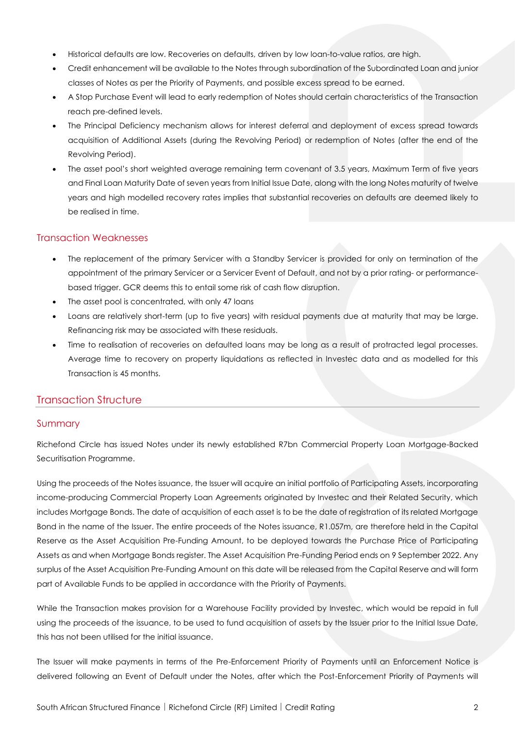- Historical defaults are low. Recoveries on defaults, driven by low loan-to-value ratios, are high.
- Credit enhancement will be available to the Notes through subordination of the Subordinated Loan and junior classes of Notes as per the Priority of Payments, and possible excess spread to be earned.
- A Stop Purchase Event will lead to early redemption of Notes should certain characteristics of the Transaction reach pre-defined levels.
- The Principal Deficiency mechanism allows for interest deferral and deployment of excess spread towards acquisition of Additional Assets (during the Revolving Period) or redemption of Notes (after the end of the Revolving Period).
- The asset pool's short weighted average remaining term covenant of 3.5 years, Maximum Term of five years and Final Loan Maturity Date of seven years from Initial Issue Date, along with the long Notes maturity of twelve years and high modelled recovery rates implies that substantial recoveries on defaults are deemed likely to be realised in time.

## Transaction Weaknesses

- The replacement of the primary Servicer with a Standby Servicer is provided for only on termination of the appointment of the primary Servicer or a Servicer Event of Default, and not by a prior rating- or performance-based trigger. GCR deems this to entail some risk of cash flow disruption.
- The asset pool is concentrated, with only 47 loans
- Loans are relatively short-term (up to five years) with residual payments due at maturity that may be large. Refinancing risk may be associated with these residuals.
- Time to realisation of recoveries on defaulted loans may be long as a result of protracted legal processes. Average time to recovery on property liquidations as reflected in Investec data and as modelled for this Transaction is 45 months.

# Transaction Structure

## Summary

Richefond Circle has issued Notes under its newly established R7bn Commercial Property Loan Mortgage-Backed Securitisation Programme.

Using the proceeds of the Notes issuance, the Issuer will acquire an initial portfolio of Participating Assets, incorporating income-producing Commercial Property Loan Agreements originated by Investec and their Related Security, which includes Mortgage Bonds. The date of acquisition of each asset is to be the date of registration of its related Mortgage Bond in the name of the Issuer. The entire proceeds of the Notes issuance, R1.057m, are therefore held in the Capital Reserve as the Asset Acquisition Pre-Funding Amount, to be deployed towards the Purchase Price of Participating Assets as and when Mortgage Bonds register. The Asset Acquisition Pre-Funding Period ends on 9 September 2022. Any surplus of the Asset Acquisition Pre-Funding Amount on this date will be released from the Capital Reserve and will form part of Available Funds to be applied in accordance with the Priority of Payments.

While the Transaction makes provision for a Warehouse Facility provided by Investec, which would be repaid in full using the proceeds of the issuance, to be used to fund acquisition of assets by the Issuer prior to the Initial Issue Date, this has not been utilised for the initial issuance.

The Issuer will make payments in terms of the Pre-Enforcement Priority of Payments until an Enforcement Notice is delivered following an Event of Default under the Notes, after which the Post-Enforcement Priority of Payments will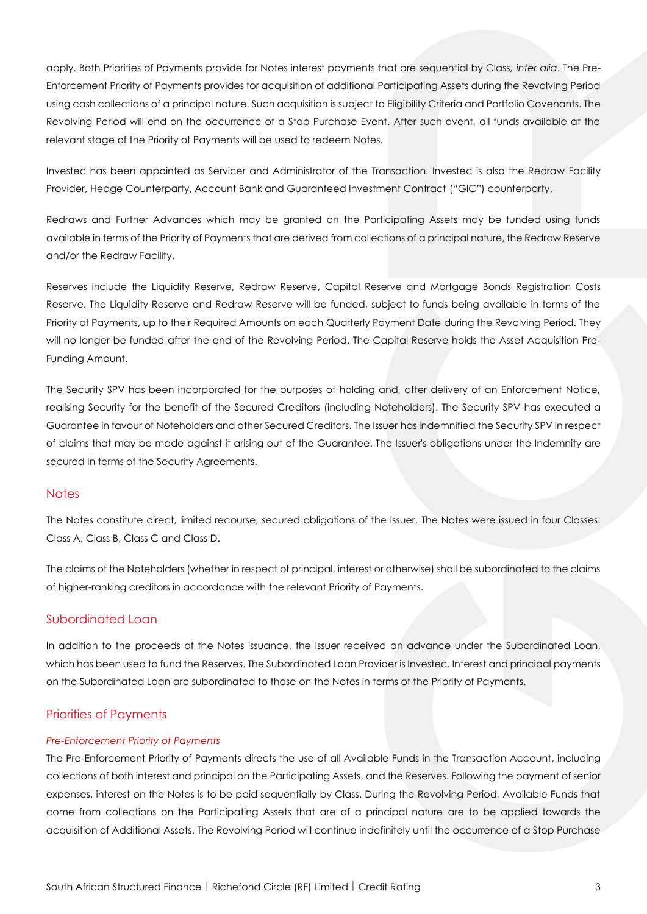apply. Both Priorities of Payments provide for Notes interest payments that are sequential by Class, *inter alia*. The Pre-Enforcement Priority of Payments provides for acquisition of additional Participating Assets during the Revolving Period using cash collections of a principal nature. Such acquisition is subject to Eligibility Criteria and Portfolio Covenants. The Revolving Period will end on the occurrence of a Stop Purchase Event. After such event, all funds available at the relevant stage of the Priority of Payments will be used to redeem Notes.

Investec has been appointed as Servicer and Administrator of the Transaction. Investec is also the Redraw Facility Provider, Hedge Counterparty, Account Bank and Guaranteed Investment Contract ("GIC") counterparty.

Redraws and Further Advances which may be granted on the Participating Assets may be funded using funds available in terms of the Priority of Payments that are derived from collections of a principal nature, the Redraw Reserve and/or the Redraw Facility.

Reserves include the Liquidity Reserve, Redraw Reserve, Capital Reserve and Mortgage Bonds Registration Costs Reserve. The Liquidity Reserve and Redraw Reserve will be funded, subject to funds being available in terms of the Priority of Payments, up to their Required Amounts on each Quarterly Payment Date during the Revolving Period. They will no longer be funded after the end of the Revolving Period. The Capital Reserve holds the Asset Acquisition Pre-Funding Amount.

The Security SPV has been incorporated for the purposes of holding and, after delivery of an Enforcement Notice, realising Security for the benefit of the Secured Creditors (including Noteholders). The Security SPV has executed a Guarantee in favour of Noteholders and other Secured Creditors. The Issuer has indemnified the Security SPV in respect of claims that may be made against it arising out of the Guarantee. The Issuer's obligations under the Indemnity are secured in terms of the Security Agreements.

## Notes

The Notes constitute direct, limited recourse, secured obligations of the Issuer. The Notes were issued in four Classes: Class A, Class B, Class C and Class D.

The claims of the Noteholders (whether in respect of principal, interest or otherwise) shall be subordinated to the claims of higher-ranking creditors in accordance with the relevant Priority of Payments.

## Subordinated Loan

In addition to the proceeds of the Notes issuance, the Issuer received an advance under the Subordinated Loan, which has been used to fund the Reserves. The Subordinated Loan Provider is Investec. Interest and principal payments on the Subordinated Loan are subordinated to those on the Notes in terms of the Priority of Payments.

## Priorities of Payments

### *Pre-Enforcement Priority of Payments*

The Pre-Enforcement Priority of Payments directs the use of all Available Funds in the Transaction Account, including collections of both interest and principal on the Participating Assets, and the Reserves. Following the payment of senior expenses, interest on the Notes is to be paid sequentially by Class. During the Revolving Period, Available Funds that come from collections on the Participating Assets that are of a principal nature are to be applied towards the acquisition of Additional Assets. The Revolving Period will continue indefinitely until the occurrence of a Stop Purchase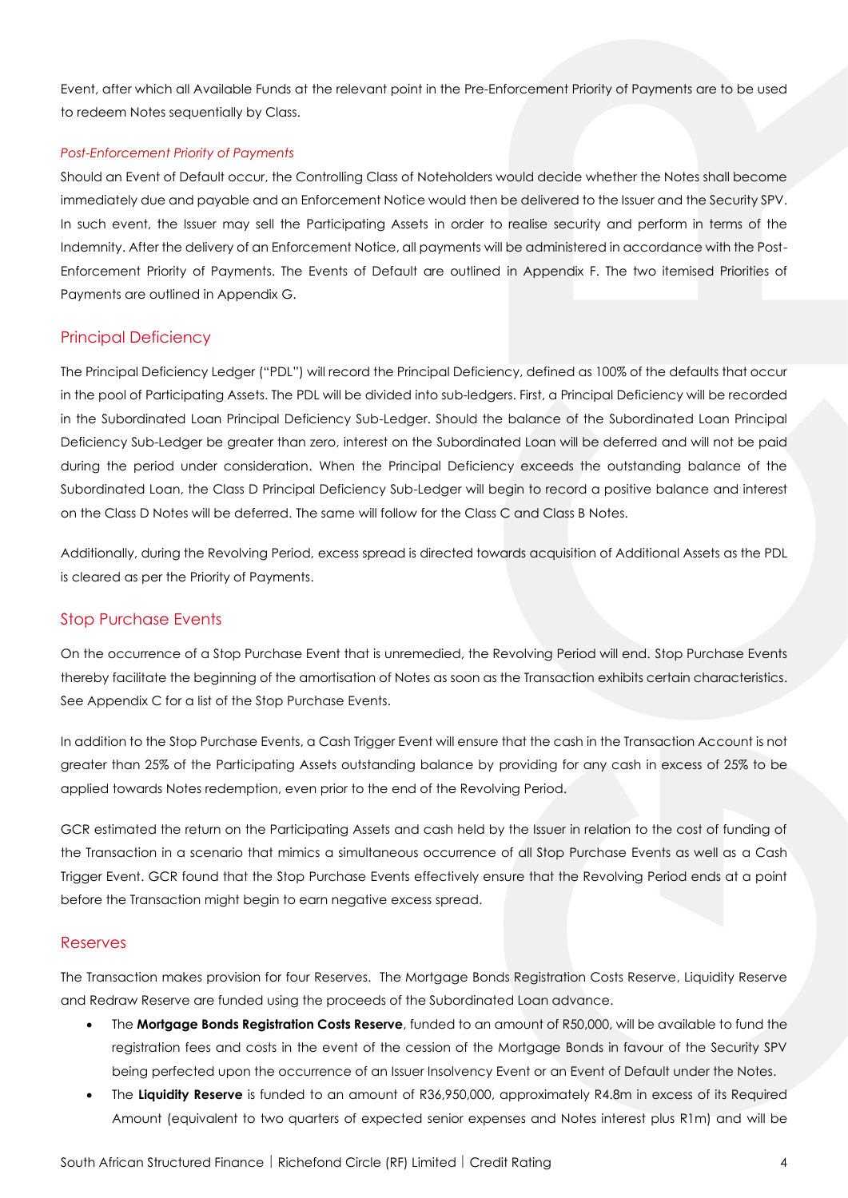Event, after which all Available Funds at the relevant point in the Pre-Enforcement Priority of Payments are to be used to redeem Notes sequentially by Class.

*Post-Enforcement Priority of Payments*

Should an Event of Default occur, the Controlling Class of Noteholders would decide whether the Notes shall become immediately due and payable and an Enforcement Notice would then be delivered to the Issuer and the Security SPV. In such event, the Issuer may sell the Participating Assets in order to realise security and perform in terms of the Indemnity. After the delivery of an Enforcement Notice, all payments will be administered in accordance with the Post-Enforcement Priority of Payments. The Events of Default are outlined in Appendix F. The two itemised Priorities of Payments are outlined in Appendix G.

## Principal Deficiency

The Principal Deficiency Ledger ("PDL") will record the Principal Deficiency, defined as 100% of the defaults that occur in the pool of Participating Assets. The PDL will be divided into sub-ledgers. First, a Principal Deficiency will be recorded in the Subordinated Loan Principal Deficiency Sub-Ledger. Should the balance of the Subordinated Loan Principal Deficiency Sub-Ledger be greater than zero, interest on the Subordinated Loan will be deferred and will not be paid during the period under consideration. When the Principal Deficiency exceeds the outstanding balance of the Subordinated Loan, the Class D Principal Deficiency Sub-Ledger will begin to record a positive balance and interest on the Class D Notes will be deferred. The same will follow for the Class C and Class B Notes.

Additionally, during the Revolving Period, excess spread is directed towards acquisition of Additional Assets as the PDL is cleared as per the Priority of Payments.

## Stop Purchase Events

On the occurrence of a Stop Purchase Event that is unremedied, the Revolving Period will end. Stop Purchase Events thereby facilitate the beginning of the amortisation of Notes as soon as the Transaction exhibits certain characteristics. See Appendix C for a list of the Stop Purchase Events.

In addition to the Stop Purchase Events, a Cash Trigger Event will ensure that the cash in the Transaction Account is not greater than 25% of the Participating Assets outstanding balance by providing for any cash in excess of 25% to be applied towards Notes redemption, even prior to the end of the Revolving Period.

GCR estimated the return on the Participating Assets and cash held by the Issuer in relation to the cost of funding of the Transaction in a scenario that mimics a simultaneous occurrence of all Stop Purchase Events as well as a Cash Trigger Event. GCR found that the Stop Purchase Events effectively ensure that the Revolving Period ends at a point before the Transaction might begin to earn negative excess spread.

## Reserves

The Transaction makes provision for four Reserves. The Mortgage Bonds Registration Costs Reserve, Liquidity Reserve and Redraw Reserve are funded using the proceeds of the Subordinated Loan advance.

- The **Mortgage Bonds Registration Costs Reserve**, funded to an amount of R50,000, will be available to fund the registration fees and costs in the event of the cession of the Mortgage Bonds in favour of the Security SPV being perfected upon the occurrence of an Issuer Insolvency Event or an Event of Default under the Notes.
- The **Liquidity Reserve** is funded to an amount of R36,950,000, approximately R4.8m in excess of its Required Amount (equivalent to two quarters of expected senior expenses and Notes interest plus R1m) and will be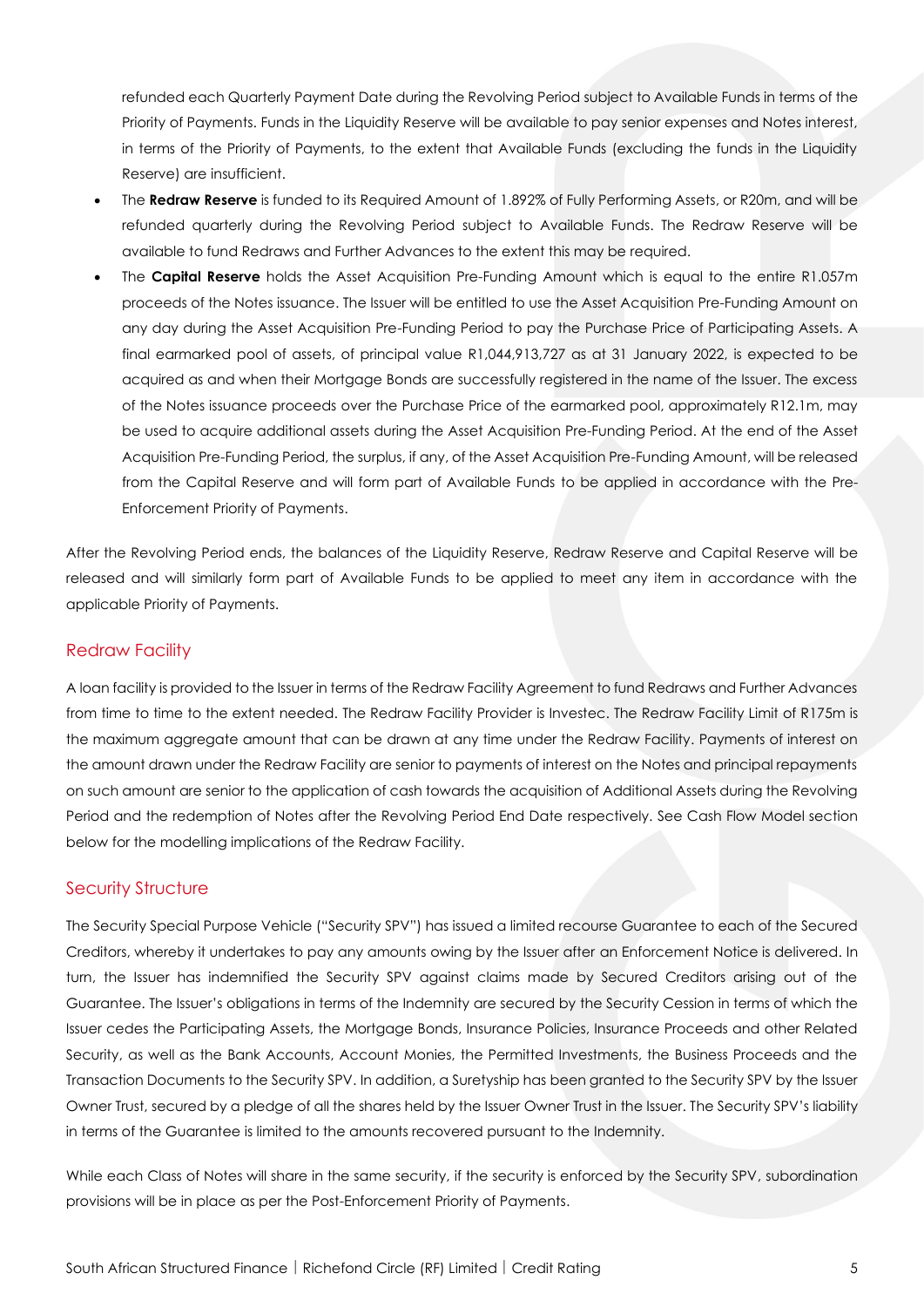refunded each Quarterly Payment Date during the Revolving Period subject to Available Funds in terms of the Priority of Payments. Funds in the Liquidity Reserve will be available to pay senior expenses and Notes interest, in terms of the Priority of Payments, to the extent that Available Funds (excluding the funds in the Liquidity Reserve) are insufficient.

- The **Redraw Reserve** is funded to its Required Amount of 1.892% of Fully Performing Assets, or R20m, and will be refunded quarterly during the Revolving Period subject to Available Funds. The Redraw Reserve will be available to fund Redraws and Further Advances to the extent this may be required.
- The **Capital Reserve** holds the Asset Acquisition Pre-Funding Amount which is equal to the entire R1.057m proceeds of the Notes issuance. The Issuer will be entitled to use the Asset Acquisition Pre-Funding Amount on any day during the Asset Acquisition Pre-Funding Period to pay the Purchase Price of Participating Assets. A final earmarked pool of assets, of principal value R1,044,913,727 as at 31 January 2022, is expected to be acquired as and when their Mortgage Bonds are successfully registered in the name of the Issuer. The excess of the Notes issuance proceeds over the Purchase Price of the earmarked pool, approximately R12.1m, may be used to acquire additional assets during the Asset Acquisition Pre-Funding Period. At the end of the Asset Acquisition Pre-Funding Period, the surplus, if any, of the Asset Acquisition Pre-Funding Amount, will be released from the Capital Reserve and will form part of Available Funds to be applied in accordance with the Pre-Enforcement Priority of Payments.

After the Revolving Period ends, the balances of the Liquidity Reserve, Redraw Reserve and Capital Reserve will be released and will similarly form part of Available Funds to be applied to meet any item in accordance with the applicable Priority of Payments.

## Redraw Facility

A loan facility is provided to the Issuer in terms of the Redraw Facility Agreement to fund Redraws and Further Advances from time to time to the extent needed. The Redraw Facility Provider is Investec. The Redraw Facility Limit of R175m is the maximum aggregate amount that can be drawn at any time under the Redraw Facility. Payments of interest on the amount drawn under the Redraw Facility are senior to payments of interest on the Notes and principal repayments on such amount are senior to the application of cash towards the acquisition of Additional Assets during the Revolving Period and the redemption of Notes after the Revolving Period End Date respectively. See Cash Flow Model section below for the modelling implications of the Redraw Facility.

## Security Structure

The Security Special Purpose Vehicle ("Security SPV") has issued a limited recourse Guarantee to each of the Secured Creditors, whereby it undertakes to pay any amounts owing by the Issuer after an Enforcement Notice is delivered. In turn, the Issuer has indemnified the Security SPV against claims made by Secured Creditors arising out of the Guarantee. The Issuer's obligations in terms of the Indemnity are secured by the Security Cession in terms of which the Issuer cedes the Participating Assets, the Mortgage Bonds, Insurance Policies, Insurance Proceeds and other Related Security, as well as the Bank Accounts, Account Monies, the Permitted Investments, the Business Proceeds and the Transaction Documents to the Security SPV. In addition, a Suretyship has been granted to the Security SPV by the Issuer Owner Trust, secured by a pledge of all the shares held by the Issuer Owner Trust in the Issuer. The Security SPV's liability in terms of the Guarantee is limited to the amounts recovered pursuant to the Indemnity.

While each Class of Notes will share in the same security, if the security is enforced by the Security SPV, subordination provisions will be in place as per the Post-Enforcement Priority of Payments.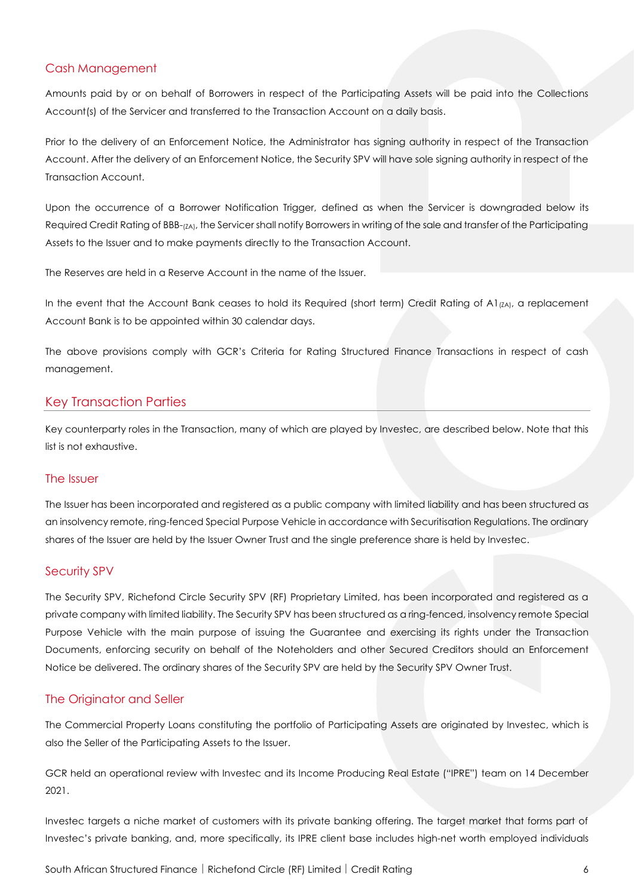## Cash Management

Amounts paid by or on behalf of Borrowers in respect of the Participating Assets will be paid into the Collections Account(s) of the Servicer and transferred to the Transaction Account on a daily basis.

Prior to the delivery of an Enforcement Notice, the Administrator has signing authority in respect of the Transaction Account. After the delivery of an Enforcement Notice, the Security SPV will have sole signing authority in respect of the Transaction Account.

Upon the occurrence of a Borrower Notification Trigger, defined as when the Servicer is downgraded below its Required Credit Rating of BBB-$_{(ZA)}$, the Servicer shall notify Borrowers in writing of the sale and transfer of the Participating Assets to the Issuer and to make payments directly to the Transaction Account.

The Reserves are held in a Reserve Account in the name of the Issuer.

In the event that the Account Bank ceases to hold its Required (short term) Credit Rating of A1$_{(ZA)}$, a replacement Account Bank is to be appointed within 30 calendar days.

The above provisions comply with GCR's Criteria for Rating Structured Finance Transactions in respect of cash management.

## Key Transaction Parties

Key counterparty roles in the Transaction, many of which are played by Investec, are described below. Note that this list is not exhaustive.

### The Issuer

The Issuer has been incorporated and registered as a public company with limited liability and has been structured as an insolvency remote, ring-fenced Special Purpose Vehicle in accordance with Securitisation Regulations. The ordinary shares of the Issuer are held by the Issuer Owner Trust and the single preference share is held by Investec.

### Security SPV

The Security SPV, Richefond Circle Security SPV (RF) Proprietary Limited, has been incorporated and registered as a private company with limited liability. The Security SPV has been structured as a ring-fenced, insolvency remote Special Purpose Vehicle with the main purpose of issuing the Guarantee and exercising its rights under the Transaction Documents, enforcing security on behalf of the Noteholders and other Secured Creditors should an Enforcement Notice be delivered. The ordinary shares of the Security SPV are held by the Security SPV Owner Trust.

### The Originator and Seller

The Commercial Property Loans constituting the portfolio of Participating Assets are originated by Investec, which is also the Seller of the Participating Assets to the Issuer.

GCR held an operational review with Investec and its Income Producing Real Estate ("IPRE") team on 14 December 2021.

Investec targets a niche market of customers with its private banking offering. The target market that forms part of Investec's private banking, and, more specifically, its IPRE client base includes high-net worth employed individuals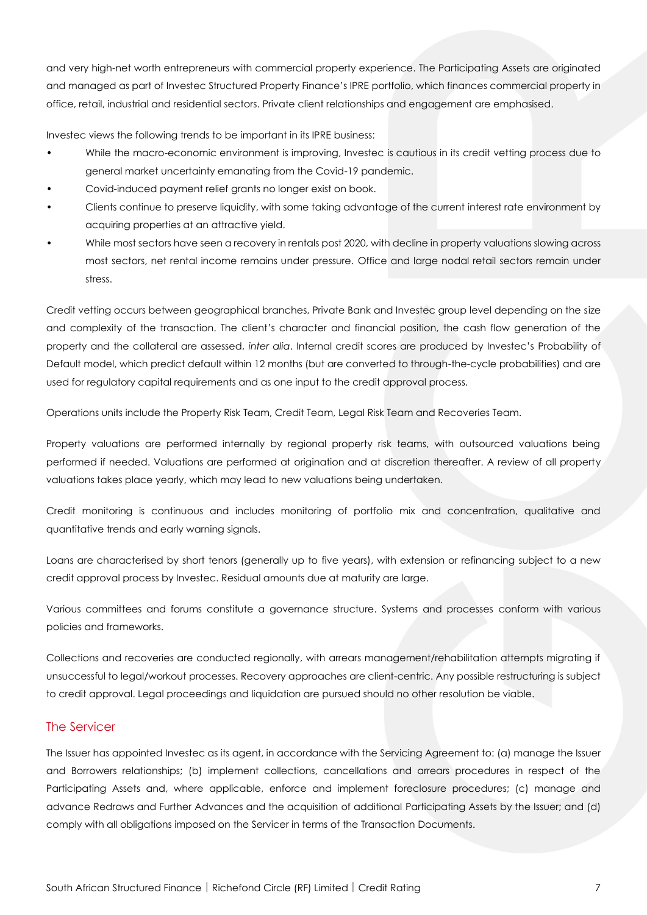and very high-net worth entrepreneurs with commercial property experience. The Participating Assets are originated and managed as part of Investec Structured Property Finance's IPRE portfolio, which finances commercial property in office, retail, industrial and residential sectors. Private client relationships and engagement are emphasised.

Investec views the following trends to be important in its IPRE business:

- While the macro-economic environment is improving, Investec is cautious in its credit vetting process due to general market uncertainty emanating from the Covid-19 pandemic.
- Covid-induced payment relief grants no longer exist on book.
- Clients continue to preserve liquidity, with some taking advantage of the current interest rate environment by acquiring properties at an attractive yield.
- While most sectors have seen a recovery in rentals post 2020, with decline in property valuations slowing across most sectors, net rental income remains under pressure. Office and large nodal retail sectors remain under stress.

Credit vetting occurs between geographical branches, Private Bank and Investec group level depending on the size and complexity of the transaction. The client's character and financial position, the cash flow generation of the property and the collateral are assessed, *inter alia*. Internal credit scores are produced by Investec's Probability of Default model, which predict default within 12 months (but are converted to through-the-cycle probabilities) and are used for regulatory capital requirements and as one input to the credit approval process.

Operations units include the Property Risk Team, Credit Team, Legal Risk Team and Recoveries Team.

Property valuations are performed internally by regional property risk teams, with outsourced valuations being performed if needed. Valuations are performed at origination and at discretion thereafter. A review of all property valuations takes place yearly, which may lead to new valuations being undertaken.

Credit monitoring is continuous and includes monitoring of portfolio mix and concentration, qualitative and quantitative trends and early warning signals.

Loans are characterised by short tenors (generally up to five years), with extension or refinancing subject to a new credit approval process by Investec. Residual amounts due at maturity are large.

Various committees and forums constitute a governance structure. Systems and processes conform with various policies and frameworks.

Collections and recoveries are conducted regionally, with arrears management/rehabilitation attempts migrating if unsuccessful to legal/workout processes. Recovery approaches are client-centric. Any possible restructuring is subject to credit approval. Legal proceedings and liquidation are pursued should no other resolution be viable.

## The Servicer

The Issuer has appointed Investec as its agent, in accordance with the Servicing Agreement to: (a) manage the Issuer and Borrowers relationships; (b) implement collections, cancellations and arrears procedures in respect of the Participating Assets and, where applicable, enforce and implement foreclosure procedures; (c) manage and advance Redraws and Further Advances and the acquisition of additional Participating Assets by the Issuer; and (d) comply with all obligations imposed on the Servicer in terms of the Transaction Documents.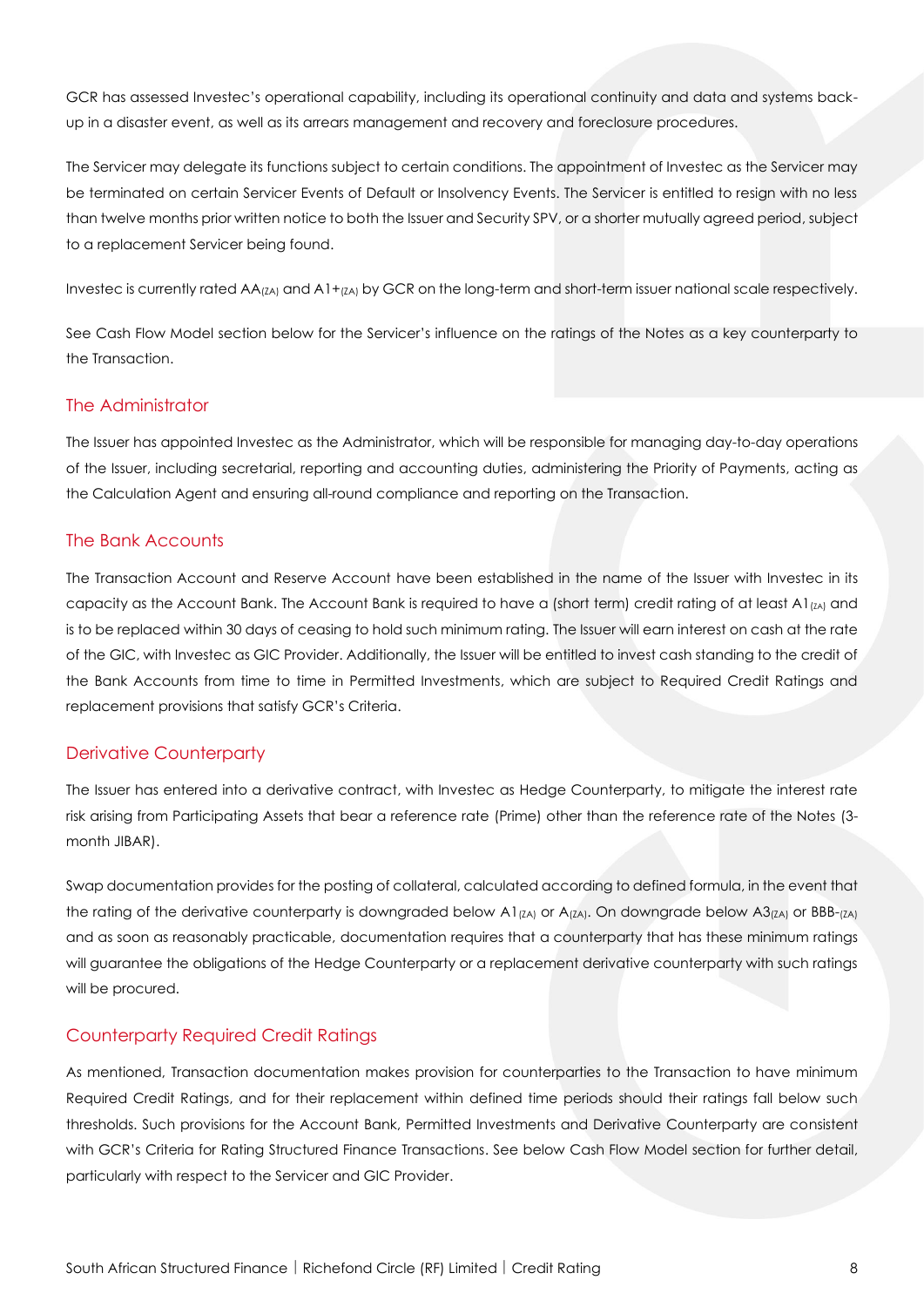GCR has assessed Investec's operational capability, including its operational continuity and data and systems back-up in a disaster event, as well as its arrears management and recovery and foreclosure procedures.

The Servicer may delegate its functions subject to certain conditions. The appointment of Investec as the Servicer may be terminated on certain Servicer Events of Default or Insolvency Events. The Servicer is entitled to resign with no less than twelve months prior written notice to both the Issuer and Security SPV, or a shorter mutually agreed period, subject to a replacement Servicer being found.

Investec is currently rated $AA_{(ZA)}$ and $A1+_{(ZA)}$ by GCR on the long-term and short-term issuer national scale respectively.

See Cash Flow Model section below for the Servicer's influence on the ratings of the Notes as a key counterparty to the Transaction.

## The Administrator

The Issuer has appointed Investec as the Administrator, which will be responsible for managing day-to-day operations of the Issuer, including secretarial, reporting and accounting duties, administering the Priority of Payments, acting as the Calculation Agent and ensuring all-round compliance and reporting on the Transaction.

## The Bank Accounts

The Transaction Account and Reserve Account have been established in the name of the Issuer with Investec in its capacity as the Account Bank. The Account Bank is required to have a (short term) credit rating of at least $A1_{(ZA)}$ and is to be replaced within 30 days of ceasing to hold such minimum rating. The Issuer will earn interest on cash at the rate of the GIC, with Investec as GIC Provider. Additionally, the Issuer will be entitled to invest cash standing to the credit of the Bank Accounts from time to time in Permitted Investments, which are subject to Required Credit Ratings and replacement provisions that satisfy GCR's Criteria.

## Derivative Counterparty

The Issuer has entered into a derivative contract, with Investec as Hedge Counterparty, to mitigate the interest rate risk arising from Participating Assets that bear a reference rate (Prime) other than the reference rate of the Notes (3-month JIBAR).

Swap documentation provides for the posting of collateral, calculated according to defined formula, in the event that the rating of the derivative counterparty is downgraded below $A1_{(ZA)}$ or $A_{(ZA)}$. On downgrade below $A3_{(ZA)}$ or $BBB-_{(ZA)}$ and as soon as reasonably practicable, documentation requires that a counterparty that has these minimum ratings will guarantee the obligations of the Hedge Counterparty or a replacement derivative counterparty with such ratings will be procured.

## Counterparty Required Credit Ratings

As mentioned, Transaction documentation makes provision for counterparties to the Transaction to have minimum Required Credit Ratings, and for their replacement within defined time periods should their ratings fall below such thresholds. Such provisions for the Account Bank, Permitted Investments and Derivative Counterparty are consistent with GCR's Criteria for Rating Structured Finance Transactions. See below Cash Flow Model section for further detail, particularly with respect to the Servicer and GIC Provider.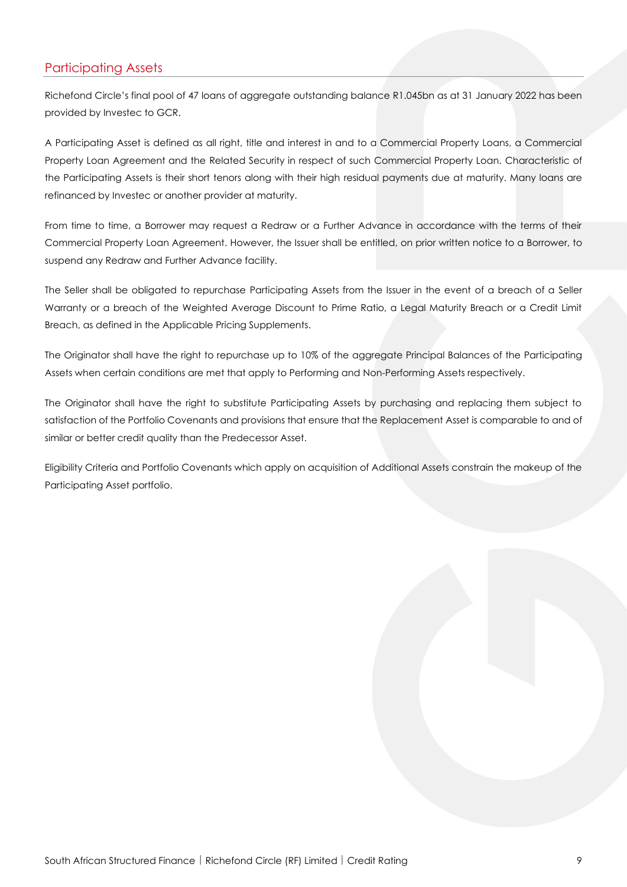## Participating Assets

Richefond Circle's final pool of 47 loans of aggregate outstanding balance R1.045bn as at 31 January 2022 has been provided by Investec to GCR.

A Participating Asset is defined as all right, title and interest in and to a Commercial Property Loans, a Commercial Property Loan Agreement and the Related Security in respect of such Commercial Property Loan. Characteristic of the Participating Assets is their short tenors along with their high residual payments due at maturity. Many loans are refinanced by Investec or another provider at maturity.

From time to time, a Borrower may request a Redraw or a Further Advance in accordance with the terms of their Commercial Property Loan Agreement. However, the Issuer shall be entitled, on prior written notice to a Borrower, to suspend any Redraw and Further Advance facility.

The Seller shall be obligated to repurchase Participating Assets from the Issuer in the event of a breach of a Seller Warranty or a breach of the Weighted Average Discount to Prime Ratio, a Legal Maturity Breach or a Credit Limit Breach, as defined in the Applicable Pricing Supplements.

The Originator shall have the right to repurchase up to 10% of the aggregate Principal Balances of the Participating Assets when certain conditions are met that apply to Performing and Non-Performing Assets respectively.

The Originator shall have the right to substitute Participating Assets by purchasing and replacing them subject to satisfaction of the Portfolio Covenants and provisions that ensure that the Replacement Asset is comparable to and of similar or better credit quality than the Predecessor Asset.

Eligibility Criteria and Portfolio Covenants which apply on acquisition of Additional Assets constrain the makeup of the Participating Asset portfolio.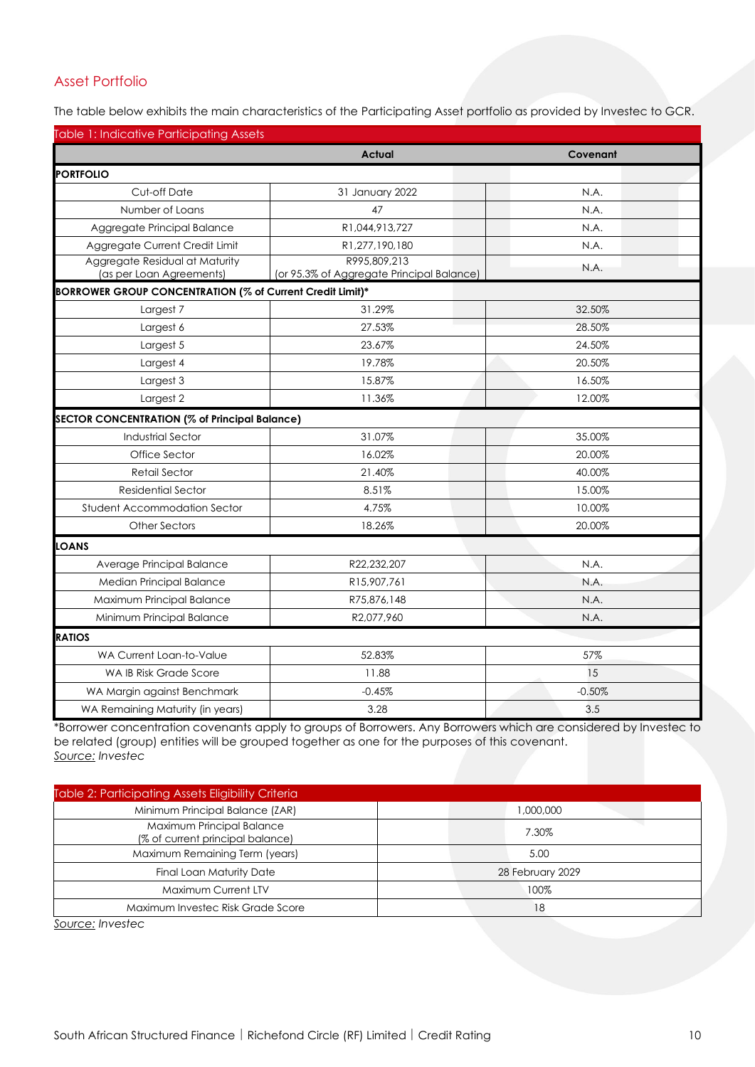## Asset Portfolio

The table below exhibits the main characteristics of the Participating Asset portfolio as provided by Investec to GCR.

Table 1: Indicative Participating Assets

| | Actual | Covenant |
|---|---|---|
| **PORTFOLIO** | | |
| Cut-off Date | 31 January 2022 | N.A. |
| Number of Loans | 47 | N.A. |
| Aggregate Principal Balance | R1,044,913,727 | N.A. |
| Aggregate Current Credit Limit | R1,277,190,180 | N.A. |
| Aggregate Residual at Maturity (as per Loan Agreements) | R995,809,213 (or 95.3% of Aggregate Principal Balance) | N.A. |
| **BORROWER GROUP CONCENTRATION (% of Current Credit Limit)*** | | |
| Largest 7 | 31.29% | 32.50% |
| Largest 6 | 27.53% | 28.50% |
| Largest 5 | 23.67% | 24.50% |
| Largest 4 | 19.78% | 20.50% |
| Largest 3 | 15.87% | 16.50% |
| Largest 2 | 11.36% | 12.00% |
| **SECTOR CONCENTRATION (% of Principal Balance)** | | |
| Industrial Sector | 31.07% | 35.00% |
| Office Sector | 16.02% | 20.00% |
| Retail Sector | 21.40% | 40.00% |
| Residential Sector | 8.51% | 15.00% |
| Student Accommodation Sector | 4.75% | 10.00% |
| Other Sectors | 18.26% | 20.00% |
| **LOANS** | | |
| Average Principal Balance | R22,232,207 | N.A. |
| Median Principal Balance | R15,907,761 | N.A. |
| Maximum Principal Balance | R75,876,148 | N.A. |
| Minimum Principal Balance | R2,077,960 | N.A. |
| **RATIOS** | | |
| WA Current Loan-to-Value | 52.83% | 57% |
| WA IB Risk Grade Score | 11.88 | 15 |
| WA Margin against Benchmark | -0.45% | -0.50% |
| WA Remaining Maturity (in years) | 3.28 | 3.5 |

*Borrower concentration covenants apply to groups of Borrowers. Any Borrowers which are considered by Investec to be related (group) entities will be grouped together as one for the purposes of this covenant.
*Source:* Investec

Table 2: Participating Assets Eligibility Criteria

| | |
|---|---|
| Minimum Principal Balance (ZAR) | 1,000,000 |
| Maximum Principal Balance (% of current principal balance) | 7.30% |
| Maximum Remaining Term (years) | 5.00 |
| Final Loan Maturity Date | 28 February 2029 |
| Maximum Current LTV | 100% |
| Maximum Investec Risk Grade Score | 18 |

*Source:* Investec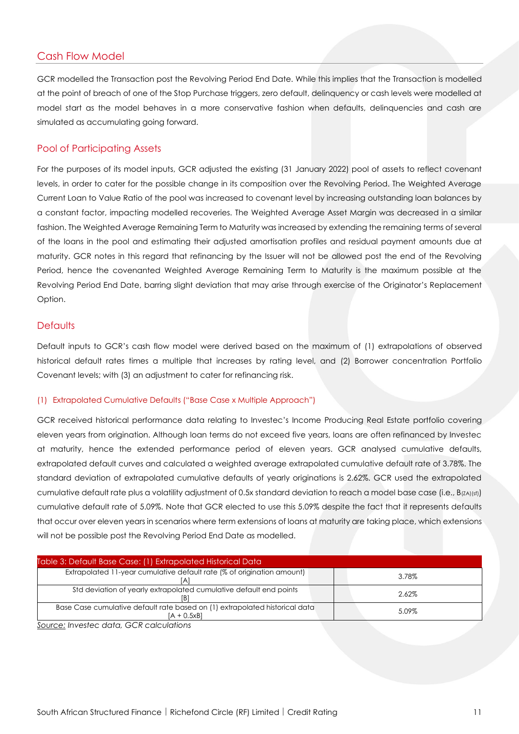## Cash Flow Model

GCR modelled the Transaction post the Revolving Period End Date. While this implies that the Transaction is modelled at the point of breach of one of the Stop Purchase triggers, zero default, delinquency or cash levels were modelled at model start as the model behaves in a more conservative fashion when defaults, delinquencies and cash are simulated as accumulating going forward.

## Pool of Participating Assets

For the purposes of its model inputs, GCR adjusted the existing (31 January 2022) pool of assets to reflect covenant levels, in order to cater for the possible change in its composition over the Revolving Period. The Weighted Average Current Loan to Value Ratio of the pool was increased to covenant level by increasing outstanding loan balances by a constant factor, impacting modelled recoveries. The Weighted Average Asset Margin was decreased in a similar fashion. The Weighted Average Remaining Term to Maturity was increased by extending the remaining terms of several of the loans in the pool and estimating their adjusted amortisation profiles and residual payment amounts due at maturity. GCR notes in this regard that refinancing by the Issuer will not be allowed post the end of the Revolving Period, hence the covenanted Weighted Average Remaining Term to Maturity is the maximum possible at the Revolving Period End Date, barring slight deviation that may arise through exercise of the Originator's Replacement Option.

## Defaults

Default inputs to GCR's cash flow model were derived based on the maximum of (1) extrapolations of observed historical default rates times a multiple that increases by rating level, and (2) Borrower concentration Portfolio Covenant levels; with (3) an adjustment to cater for refinancing risk.

### (1) Extrapolated Cumulative Defaults ("Base Case x Multiple Approach")

GCR received historical performance data relating to Investec's Income Producing Real Estate portfolio covering eleven years from origination. Although loan terms do not exceed five years, loans are often refinanced by Investec at maturity, hence the extended performance period of eleven years. GCR analysed cumulative defaults, extrapolated default curves and calculated a weighted average extrapolated cumulative default rate of 3.78%. The standard deviation of extrapolated cumulative defaults of yearly originations is 2.62%. GCR used the extrapolated cumulative default rate plus a volatility adjustment of 0.5x standard deviation to reach a model base case (i.e., $B_{(ZA)(sf)}$) cumulative default rate of 5.09%. Note that GCR elected to use this 5.09% despite the fact that it represents defaults that occur over eleven years in scenarios where term extensions of loans at maturity are taking place, which extensions will not be possible post the Revolving Period End Date as modelled.

| Table 3: Default Base Case: (1) Extrapolated Historical Data | |
|---|---|
| Extrapolated 11-year cumulative default rate (% of origination amount) [A] | 3.78% |
| Std deviation of yearly extrapolated cumulative default end points [B] | 2.62% |
| Base Case cumulative default rate based on (1) extrapolated historical data [A + 0.5xB] | 5.09% |

*Source: Investec data, GCR calculations*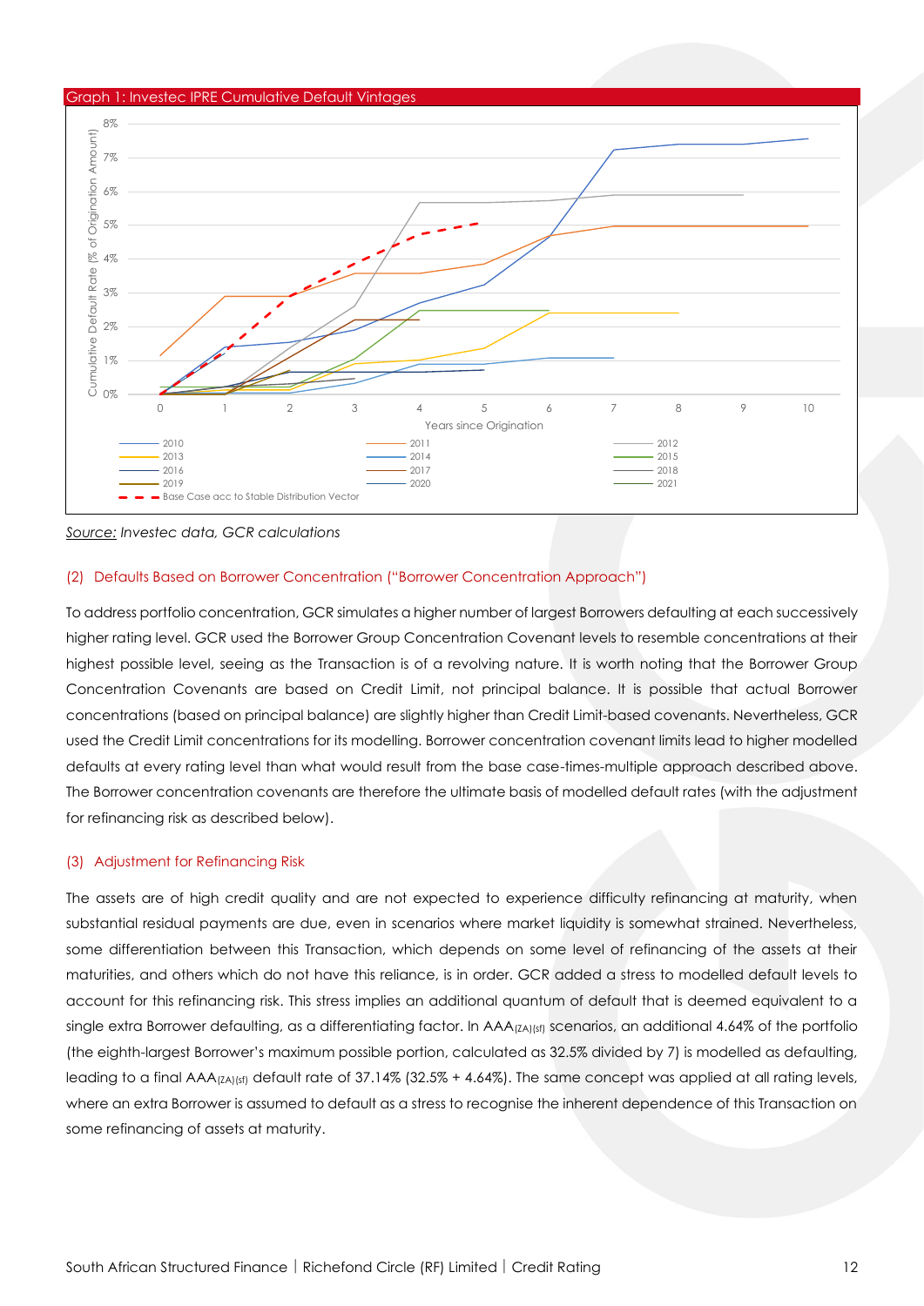Graph 1: Investec IPRE Cumulative Default Vintages

*Source:* *Investec data, GCR calculations*

### (2) Defaults Based on Borrower Concentration ("Borrower Concentration Approach")

To address portfolio concentration, GCR simulates a higher number of largest Borrowers defaulting at each successively higher rating level. GCR used the Borrower Group Concentration Covenant levels to resemble concentrations at their highest possible level, seeing as the Transaction is of a revolving nature. It is worth noting that the Borrower Group Concentration Covenants are based on Credit Limit, not principal balance. It is possible that actual Borrower concentrations (based on principal balance) are slightly higher than Credit Limit-based covenants. Nevertheless, GCR used the Credit Limit concentrations for its modelling. Borrower concentration covenant limits lead to higher modelled defaults at every rating level than what would result from the base case-times-multiple approach described above. The Borrower concentration covenants are therefore the ultimate basis of modelled default rates (with the adjustment for refinancing risk as described below).

### (3) Adjustment for Refinancing Risk

The assets are of high credit quality and are not expected to experience difficulty refinancing at maturity, when substantial residual payments are due, even in scenarios where market liquidity is somewhat strained. Nevertheless, some differentiation between this Transaction, which depends on some level of refinancing of the assets at their maturities, and others which do not have this reliance, is in order. GCR added a stress to modelled default levels to account for this refinancing risk. This stress implies an additional quantum of default that is deemed equivalent to a single extra Borrower defaulting, as a differentiating factor. In $AAA_{(ZA)(sf)}$ scenarios, an additional 4.64% of the portfolio (the eighth-largest Borrower's maximum possible portion, calculated as 32.5% divided by 7) is modelled as defaulting, leading to a final $AAA_{(ZA)(sf)}$ default rate of 37.14% (32.5% + 4.64%). The same concept was applied at all rating levels, where an extra Borrower is assumed to default as a stress to recognise the inherent dependence of this Transaction on some refinancing of assets at maturity.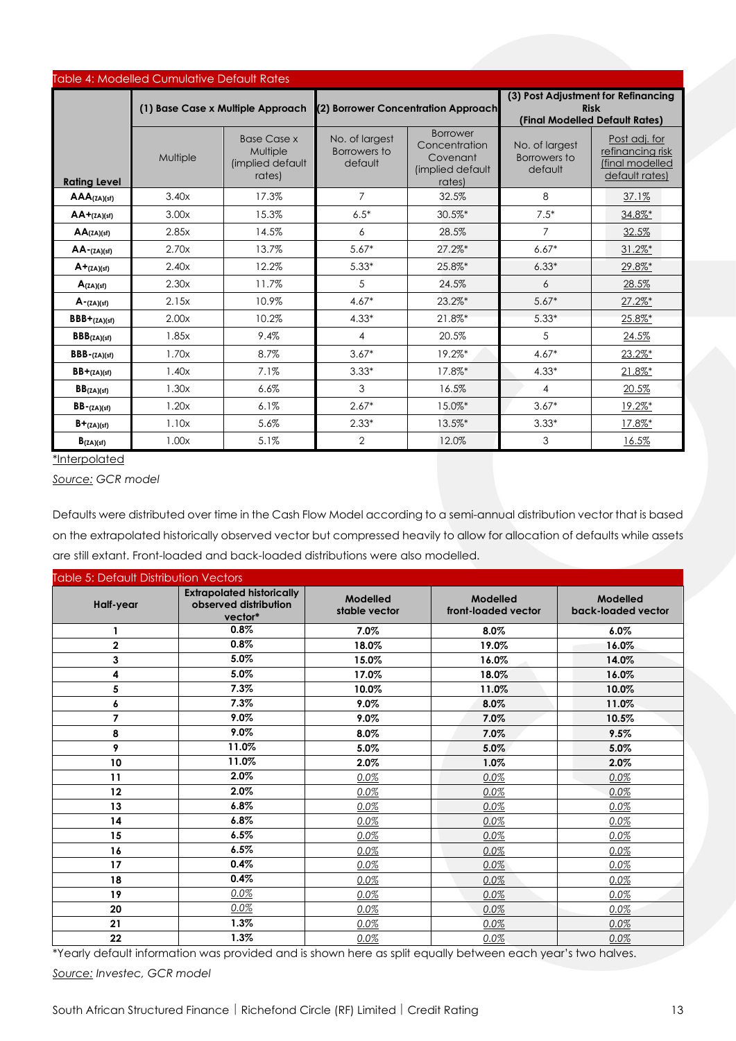Table 4: Modelled Cumulative Default Rates

| Rating Level | (1) Base Case x Multiple Approach | | (2) Borrower Concentration Approach | | (3) Post Adjustment for Refinancing Risk (Final Modelled Default Rates) | |
|---|---|---|---|---|---|---|
| | Multiple | Base Case x Multiple (implied default rates) | No. of largest Borrowers to default | Borrower Concentration Covenant (implied default rates) | No. of largest Borrowers to default | Post adj. for refinancing risk (final modelled default rates) |
| AAA(ZA)(sf) | 3.40x | 17.3% | 7 | 32.5% | 8 | 37.1% |
| AA+(ZA)(sf) | 3.00x | 15.3% | 6.5* | 30.5%* | 7.5* | 34.8%* |
| AA(ZA)(sf) | 2.85x | 14.5% | 6 | 28.5% | 7 | 32.5% |
| AA-(ZA)(sf) | 2.70x | 13.7% | 5.67* | 27.2%* | 6.67* | 31.2%* |
| A+(ZA)(sf) | 2.40x | 12.2% | 5.33* | 25.8%* | 6.33* | 29.8%* |
| A(ZA)(sf) | 2.30x | 11.7% | 5 | 24.5% | 6 | 28.5% |
| A-(ZA)(sf) | 2.15x | 10.9% | 4.67* | 23.2%* | 5.67* | 27.2%* |
| BBB+(ZA)(sf) | 2.00x | 10.2% | 4.33* | 21.8%* | 5.33* | 25.8%* |
| BBB(ZA)(sf) | 1.85x | 9.4% | 4 | 20.5% | 5 | 24.5% |
| BBB-(ZA)(sf) | 1.70x | 8.7% | 3.67* | 19.2%* | 4.67* | 23.2%* |
| BB+(ZA)(sf) | 1.40x | 7.1% | 3.33* | 17.8%* | 4.33* | 21.8%* |
| BB(ZA)(sf) | 1.30x | 6.6% | 3 | 16.5% | 4 | 20.5% |
| BB-(ZA)(sf) | 1.20x | 6.1% | 2.67* | 15.0%* | 3.67* | 19.2%* |
| B+(ZA)(sf) | 1.10x | 5.6% | 2.33* | 13.5%* | 3.33* | 17.8%* |
| B(ZA)(sf) | 1.00x | 5.1% | 2 | 12.0% | 3 | 16.5% |

*Interpolated

*Source: GCR model*

Defaults were distributed over time in the Cash Flow Model according to a semi-annual distribution vector that is based on the extrapolated historically observed vector but compressed heavily to allow for allocation of defaults while assets are still extant. Front-loaded and back-loaded distributions were also modelled.

Table 5: Default Distribution Vectors

| Half-year | Extrapolated historically observed distribution vector* | Modelled stable vector | Modelled front-loaded vector | Modelled back-loaded vector |
|---|---|---|---|---|
| 1 | 0.8% | 7.0% | 8.0% | 6.0% |
| 2 | 0.8% | 18.0% | 19.0% | 16.0% |
| 3 | 5.0% | 15.0% | 16.0% | 14.0% |
| 4 | 5.0% | 17.0% | 18.0% | 16.0% |
| 5 | 7.3% | 10.0% | 11.0% | 10.0% |
| 6 | 7.3% | 9.0% | 8.0% | 11.0% |
| 7 | 9.0% | 9.0% | 7.0% | 10.5% |
| 8 | 9.0% | 8.0% | 7.0% | 9.5% |
| 9 | 11.0% | 5.0% | 5.0% | 5.0% |
| 10 | 11.0% | 2.0% | 1.0% | 2.0% |
| 11 | 2.0% | 0.0% | 0.0% | 0.0% |
| 12 | 2.0% | 0.0% | 0.0% | 0.0% |
| 13 | 6.8% | 0.0% | 0.0% | 0.0% |
| 14 | 6.8% | 0.0% | 0.0% | 0.0% |
| 15 | 6.5% | 0.0% | 0.0% | 0.0% |
| 16 | 6.5% | 0.0% | 0.0% | 0.0% |
| 17 | 0.4% | 0.0% | 0.0% | 0.0% |
| 18 | 0.4% | 0.0% | 0.0% | 0.0% |
| 19 | 0.0% | 0.0% | 0.0% | 0.0% |
| 20 | 0.0% | 0.0% | 0.0% | 0.0% |
| 21 | 1.3% | 0.0% | 0.0% | 0.0% |
| 22 | 1.3% | 0.0% | 0.0% | 0.0% |

*Yearly default information was provided and is shown here as split equally between each year's two halves.

*Source: Investec, GCR model*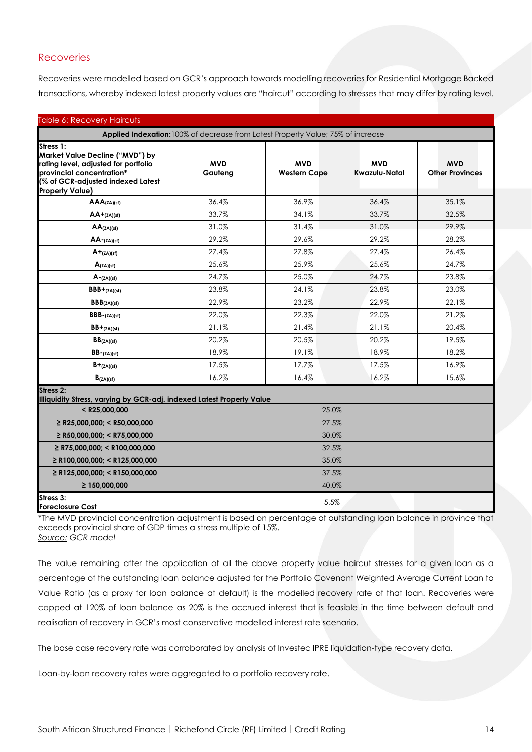## Recoveries

Recoveries were modelled based on GCR's approach towards modelling recoveries for Residential Mortgage Backed transactions, whereby indexed latest property values are "haircut" according to stresses that may differ by rating level.

Table 6: Recovery Haircuts

| **Applied Indexation:** | 100% of decrease from Latest Property Value; 75% of increase | | | |
|---|---|---|---|---|
| **Stress 1: Market Value Decline ("MVD") by rating level, adjusted for portfolio provincial concentration* (% of GCR-adjusted indexed Latest Property Value)** | **MVD Gauteng** | **MVD Western Cape** | **MVD Kwazulu-Natal** | **MVD Other Provinces** |
| **AAA(ZA)(sf)** | 36.4% | 36.9% | 36.4% | 35.1% |
| **AA+(ZA)(sf)** | 33.7% | 34.1% | 33.7% | 32.5% |
| **AA(ZA)(sf)** | 31.0% | 31.4% | 31.0% | 29.9% |
| **AA-(ZA)(sf)** | 29.2% | 29.6% | 29.2% | 28.2% |
| **A+(ZA)(sf)** | 27.4% | 27.8% | 27.4% | 26.4% |
| **A(ZA)(sf)** | 25.6% | 25.9% | 25.6% | 24.7% |
| **A-(ZA)(sf)** | 24.7% | 25.0% | 24.7% | 23.8% |
| **BBB+(ZA)(sf)** | 23.8% | 24.1% | 23.8% | 23.0% |
| **BBB(ZA)(sf)** | 22.9% | 23.2% | 22.9% | 22.1% |
| **BBB-(ZA)(sf)** | 22.0% | 22.3% | 22.0% | 21.2% |
| **BB+(ZA)(sf)** | 21.1% | 21.4% | 21.1% | 20.4% |
| **BB(ZA)(sf)** | 20.2% | 20.5% | 20.2% | 19.5% |
| **BB-(ZA)(sf)** | 18.9% | 19.1% | 18.9% | 18.2% |
| **B+(ZA)(sf)** | 17.5% | 17.7% | 17.5% | 16.9% |
| **B(ZA)(sf)** | 16.2% | 16.4% | 16.2% | 15.6% |
| **Stress 2: Illiquidity Stress, varying by GCR-adj. indexed Latest Property Value** | | | | |
| **< R25,000,000** | 25.0% | | | |
| **≥ R25,000,000; < R50,000,000** | 27.5% | | | |
| **≥ R50,000,000; < R75,000,000** | 30.0% | | | |
| **≥ R75,000,000; < R100,000,000** | 32.5% | | | |
| **≥ R100,000,000; < R125,000,000** | 35.0% | | | |
| **≥ R125,000,000; < R150,000,000** | 37.5% | | | |
| **≥ 150,000,000** | 40.0% | | | |
| **Stress 3: Foreclosure Cost** | 5.5% | | | |

*The MVD provincial concentration adjustment is based on percentage of outstanding loan balance in province that exceeds provincial share of GDP times a stress multiple of 15%.
*Source:* GCR model

The value remaining after the application of all the above property value haircut stresses for a given loan as a percentage of the outstanding loan balance adjusted for the Portfolio Covenant Weighted Average Current Loan to Value Ratio (as a proxy for loan balance at default) is the modelled recovery rate of that loan. Recoveries were capped at 120% of loan balance as 20% is the accrued interest that is feasible in the time between default and realisation of recovery in GCR's most conservative modelled interest rate scenario.

The base case recovery rate was corroborated by analysis of Investec IPRE liquidation-type recovery data.

Loan-by-loan recovery rates were aggregated to a portfolio recovery rate.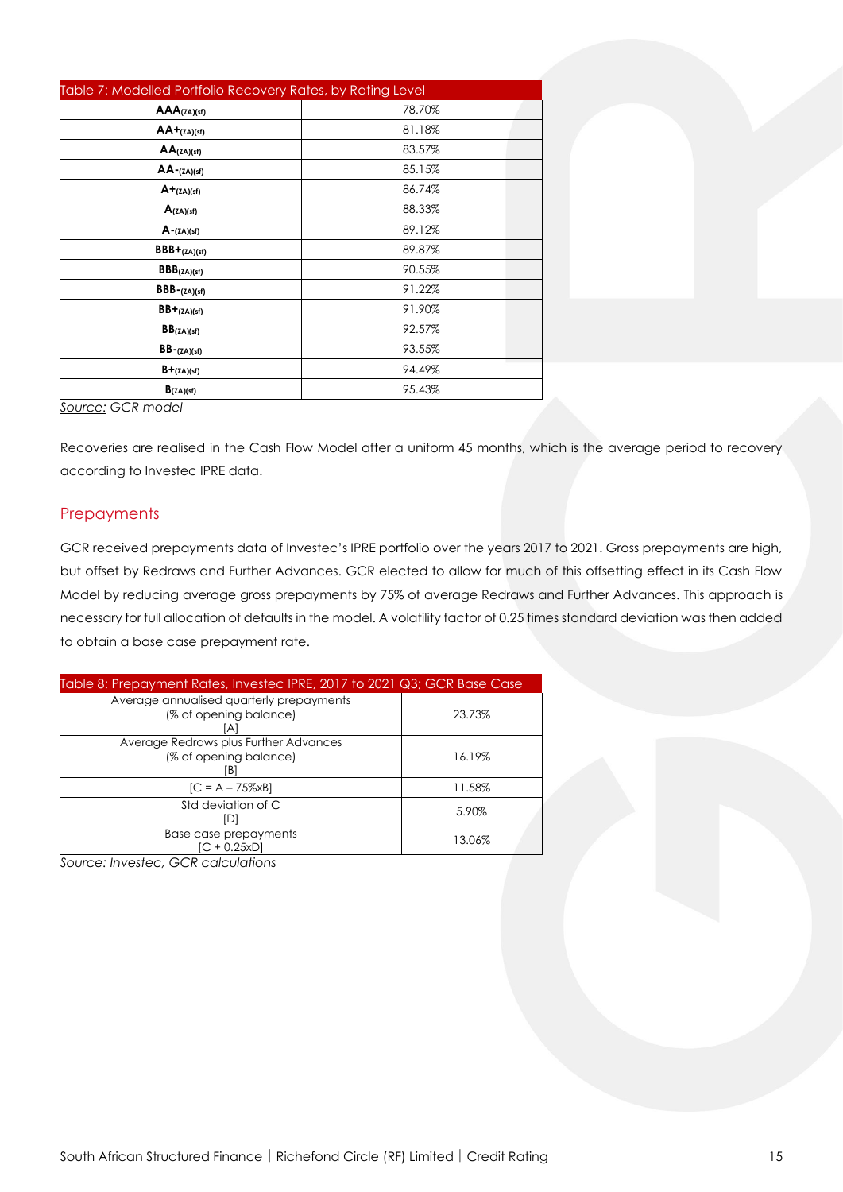Table 7: Modelled Portfolio Recovery Rates, by Rating Level

| | |
|---|---|
| **AA** $_{(ZA)(sf)}$ | 78.70% |
| **AA+** $_{(ZA)(sf)}$ | 81.18% |
| **AA** $_{(ZA)(sf)}$ | 83.57% |
| **AA-** $_{(ZA)(sf)}$ | 85.15% |
| **A+** $_{(ZA)(sf)}$ | 86.74% |
| **A** $_{(ZA)(sf)}$ | 88.33% |
| **A-** $_{(ZA)(sf)}$ | 89.12% |
| **BBB+** $_{(ZA)(sf)}$ | 89.87% |
| **BBB** $_{(ZA)(sf)}$ | 90.55% |
| **BBB-** $_{(ZA)(sf)}$ | 91.22% |
| **BB+** $_{(ZA)(sf)}$ | 91.90% |
| **BB** $_{(ZA)(sf)}$ | 92.57% |
| **BB-** $_{(ZA)(sf)}$ | 93.55% |
| **B+** $_{(ZA)(sf)}$ | 94.49% |
| **B** $_{(ZA)(sf)}$ | 95.43% |

*Source: GCR model*

Recoveries are realised in the Cash Flow Model after a uniform 45 months, which is the average period to recovery according to Investec IPRE data.

## Prepayments

GCR received prepayments data of Investec's IPRE portfolio over the years 2017 to 2021. Gross prepayments are high, but offset by Redraws and Further Advances. GCR elected to allow for much of this offsetting effect in its Cash Flow Model by reducing average gross prepayments by 75% of average Redraws and Further Advances. This approach is necessary for full allocation of defaults in the model. A volatility factor of 0.25 times standard deviation was then added to obtain a base case prepayment rate.

Table 8: Prepayment Rates, Investec IPRE, 2017 to 2021 Q3; GCR Base Case

| | |
|---|---|
| Average annualised quarterly prepayments (% of opening balance) [A] | 23.73% |
| Average Redraws plus Further Advances (% of opening balance) [B] | 16.19% |
| [C = A – 75%xB] | 11.58% |
| Std deviation of C [D] | 5.90% |
| Base case prepayments [C + 0.25xD] | 13.06% |

*Source: Investec, GCR calculations*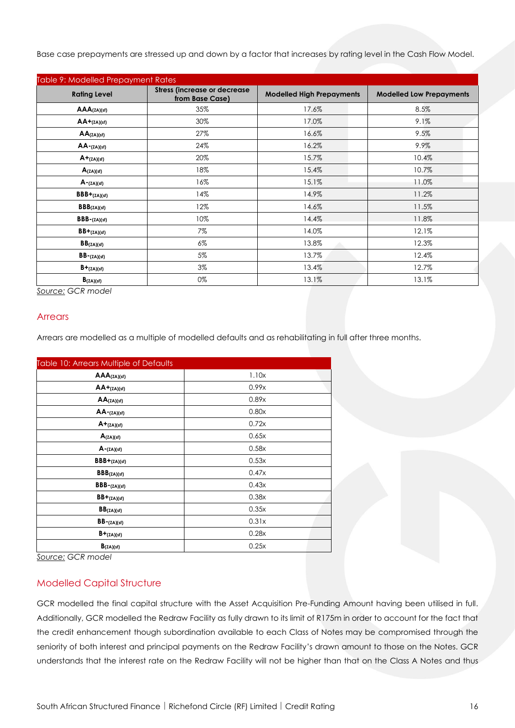Base case prepayments are stressed up and down by a factor that increases by rating level in the Cash Flow Model.

Table 9: Modelled Prepayment Rates

| Rating Level | Stress (increase or decrease from Base Case) | Modelled High Prepayments | Modelled Low Prepayments |
|---|---|---|---|
| **AAA**(ZA)(sf) | 35% | 17.6% | 8.5% |
| **AA+**(ZA)(sf) | 30% | 17.0% | 9.1% |
| **AA**(ZA)(sf) | 27% | 16.6% | 9.5% |
| **AA-**(ZA)(sf) | 24% | 16.2% | 9.9% |
| **A+**(ZA)(sf) | 20% | 15.7% | 10.4% |
| **A**(ZA)(sf) | 18% | 15.4% | 10.7% |
| **A-**(ZA)(sf) | 16% | 15.1% | 11.0% |
| **BBB+**(ZA)(sf) | 14% | 14.9% | 11.2% |
| **BBB**(ZA)(sf) | 12% | 14.6% | 11.5% |
| **BBB-**(ZA)(sf) | 10% | 14.4% | 11.8% |
| **BB+**(ZA)(sf) | 7% | 14.0% | 12.1% |
| **BB**(ZA)(sf) | 6% | 13.8% | 12.3% |
| **BB-**(ZA)(sf) | 5% | 13.7% | 12.4% |
| **B+**(ZA)(sf) | 3% | 13.4% | 12.7% |
| **B**(ZA)(sf) | 0% | 13.1% | 13.1% |

*Source: GCR model*

## Arrears

Arrears are modelled as a multiple of modelled defaults and as rehabilitating in full after three months.

Table 10: Arrears Multiple of Defaults

| Rating Level | Multiple |
|---|---|
| **AAA**(ZA)(sf) | 1.10x |
| **AA+**(ZA)(sf) | 0.99x |
| **AA**(ZA)(sf) | 0.89x |
| **AA-**(ZA)(sf) | 0.80x |
| **A+**(ZA)(sf) | 0.72x |
| **A**(ZA)(sf) | 0.65x |
| **A-**(ZA)(sf) | 0.58x |
| **BBB+**(ZA)(sf) | 0.53x |
| **BBB**(ZA)(sf) | 0.47x |
| **BBB-**(ZA)(sf) | 0.43x |
| **BB+**(ZA)(sf) | 0.38x |
| **BB**(ZA)(sf) | 0.35x |
| **BB-**(ZA)(sf) | 0.31x |
| **B+**(ZA)(sf) | 0.28x |
| **B**(ZA)(sf) | 0.25x |

*Source: GCR model*

## Modelled Capital Structure

GCR modelled the final capital structure with the Asset Acquisition Pre-Funding Amount having been utilised in full. Additionally, GCR modelled the Redraw Facility as fully drawn to its limit of R175m in order to account for the fact that the credit enhancement though subordination available to each Class of Notes may be compromised through the seniority of both interest and principal payments on the Redraw Facility's drawn amount to those on the Notes. GCR understands that the interest rate on the Redraw Facility will not be higher than that on the Class A Notes and thus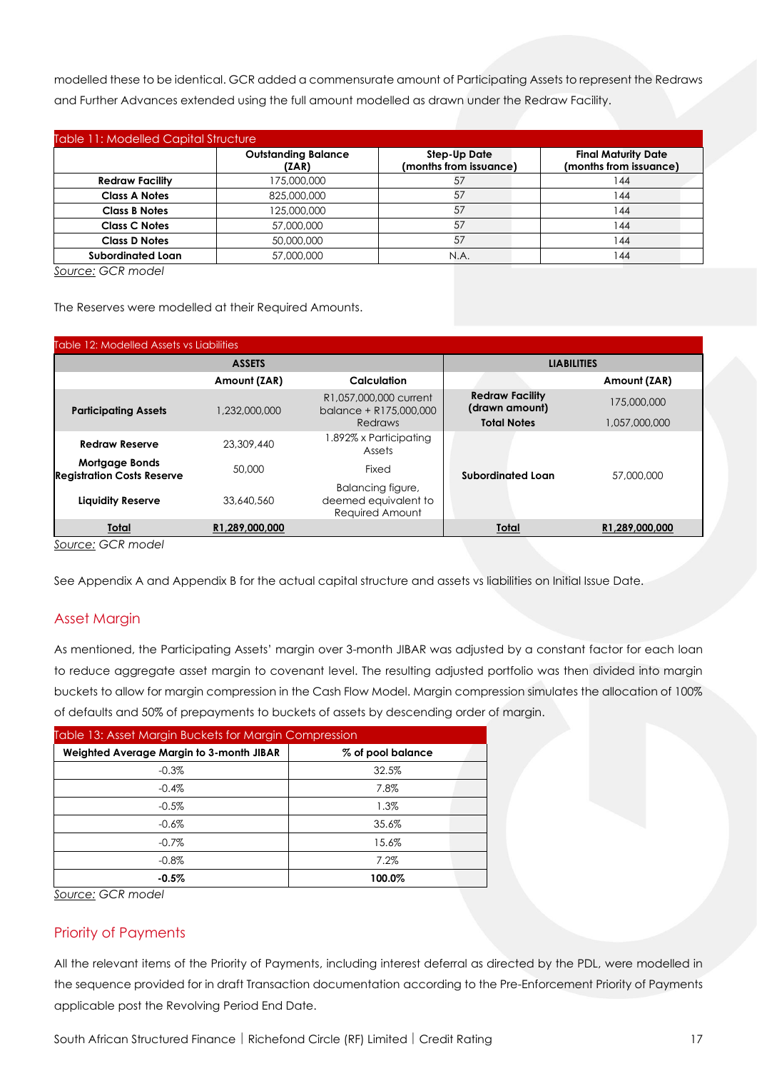modelled these to be identical. GCR added a commensurate amount of Participating Assets to represent the Redraws and Further Advances extended using the full amount modelled as drawn under the Redraw Facility.

Table 11: Modelled Capital Structure

| | Outstanding Balance (ZAR) | Step-Up Date (months from issuance) | Final Maturity Date (months from issuance) |
|---|---|---|---|
| **Redraw Facility** | 175,000,000 | 57 | 144 |
| **Class A Notes** | 825,000,000 | 57 | 144 |
| **Class B Notes** | 125,000,000 | 57 | 144 |
| **Class C Notes** | 57,000,000 | 57 | 144 |
| **Class D Notes** | 50,000,000 | 57 | 144 |
| **Subordinated Loan** | 57,000,000 | N.A. | 144 |

*Source: GCR model*

The Reserves were modelled at their Required Amounts.

Table 12: Modelled Assets vs Liabilities

| ASSETS | | | LIABILITIES | |
|---|---|---|---|---|
| | **Amount (ZAR)** | **Calculation** | | **Amount (ZAR)** |
| **Participating Assets** | 1,232,000,000 | R1,057,000,000 current balance + R175,000,000 Redraws | **Redraw Facility (drawn amount)** | 175,000,000 |
| | | | **Total Notes** | 1,057,000,000 |
| **Redraw Reserve** | 23,309,440 | 1.892% x Participating Assets | | |
| **Mortgage Bonds Registration Costs Reserve** | 50,000 | Fixed | **Subordinated Loan** | 57,000,000 |
| **Liquidity Reserve** | 33,640,560 | Balancing figure, deemed equivalent to Required Amount | | |
| **Total** | **R1,289,000,000** | | **Total** | **R1,289,000,000** |

*Source: GCR model*

See Appendix A and Appendix B for the actual capital structure and assets vs liabilities on Initial Issue Date.

## Asset Margin

As mentioned, the Participating Assets' margin over 3-month JIBAR was adjusted by a constant factor for each loan to reduce aggregate asset margin to covenant level. The resulting adjusted portfolio was then divided into margin buckets to allow for margin compression in the Cash Flow Model. Margin compression simulates the allocation of 100% of defaults and 50% of prepayments to buckets of assets by descending order of margin.

Table 13: Asset Margin Buckets for Margin Compression

| Weighted Average Margin to 3-month JIBAR | % of pool balance |
|---|---|
| -0.3% | 32.5% |
| -0.4% | 7.8% |
| -0.5% | 1.3% |
| -0.6% | 35.6% |
| -0.7% | 15.6% |
| -0.8% | 7.2% |
| **-0.5%** | **100.0%** |

*Source: GCR model*

## Priority of Payments

All the relevant items of the Priority of Payments, including interest deferral as directed by the PDL, were modelled in the sequence provided for in draft Transaction documentation according to the Pre-Enforcement Priority of Payments applicable post the Revolving Period End Date.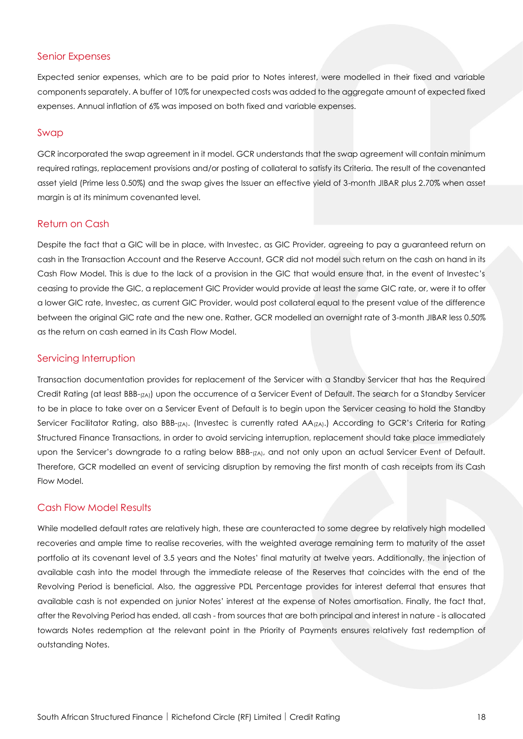## Senior Expenses

Expected senior expenses, which are to be paid prior to Notes interest, were modelled in their fixed and variable components separately. A buffer of 10% for unexpected costs was added to the aggregate amount of expected fixed expenses. Annual inflation of 6% was imposed on both fixed and variable expenses.

## Swap

GCR incorporated the swap agreement in it model. GCR understands that the swap agreement will contain minimum required ratings, replacement provisions and/or posting of collateral to satisfy its Criteria. The result of the covenanted asset yield (Prime less 0.50%) and the swap gives the Issuer an effective yield of 3-month JIBAR plus 2.70% when asset margin is at its minimum covenanted level.

## Return on Cash

Despite the fact that a GIC will be in place, with Investec, as GIC Provider, agreeing to pay a guaranteed return on cash in the Transaction Account and the Reserve Account, GCR did not model such return on the cash on hand in its Cash Flow Model. This is due to the lack of a provision in the GIC that would ensure that, in the event of Investec's ceasing to provide the GIC, a replacement GIC Provider would provide at least the same GIC rate, or, were it to offer a lower GIC rate, Investec, as current GIC Provider, would post collateral equal to the present value of the difference between the original GIC rate and the new one. Rather, GCR modelled an overnight rate of 3-month JIBAR less 0.50% as the return on cash earned in its Cash Flow Model.

## Servicing Interruption

Transaction documentation provides for replacement of the Servicer with a Standby Servicer that has the Required Credit Rating (at least BBB-$_{(ZA)}$) upon the occurrence of a Servicer Event of Default. The search for a Standby Servicer to be in place to take over on a Servicer Event of Default is to begin upon the Servicer ceasing to hold the Standby Servicer Facilitator Rating, also BBB-$_{(ZA)}$. (Investec is currently rated AA$_{(ZA)}$.) According to GCR's Criteria for Rating Structured Finance Transactions, in order to avoid servicing interruption, replacement should take place immediately upon the Servicer's downgrade to a rating below BBB-$_{(ZA)}$, and not only upon an actual Servicer Event of Default. Therefore, GCR modelled an event of servicing disruption by removing the first month of cash receipts from its Cash Flow Model.

## Cash Flow Model Results

While modelled default rates are relatively high, these are counteracted to some degree by relatively high modelled recoveries and ample time to realise recoveries, with the weighted average remaining term to maturity of the asset portfolio at its covenant level of 3.5 years and the Notes' final maturity at twelve years. Additionally, the injection of available cash into the model through the immediate release of the Reserves that coincides with the end of the Revolving Period is beneficial. Also, the aggressive PDL Percentage provides for interest deferral that ensures that available cash is not expended on junior Notes' interest at the expense of Notes amortisation. Finally, the fact that, after the Revolving Period has ended, all cash - from sources that are both principal and interest in nature - is allocated towards Notes redemption at the relevant point in the Priority of Payments ensures relatively fast redemption of outstanding Notes.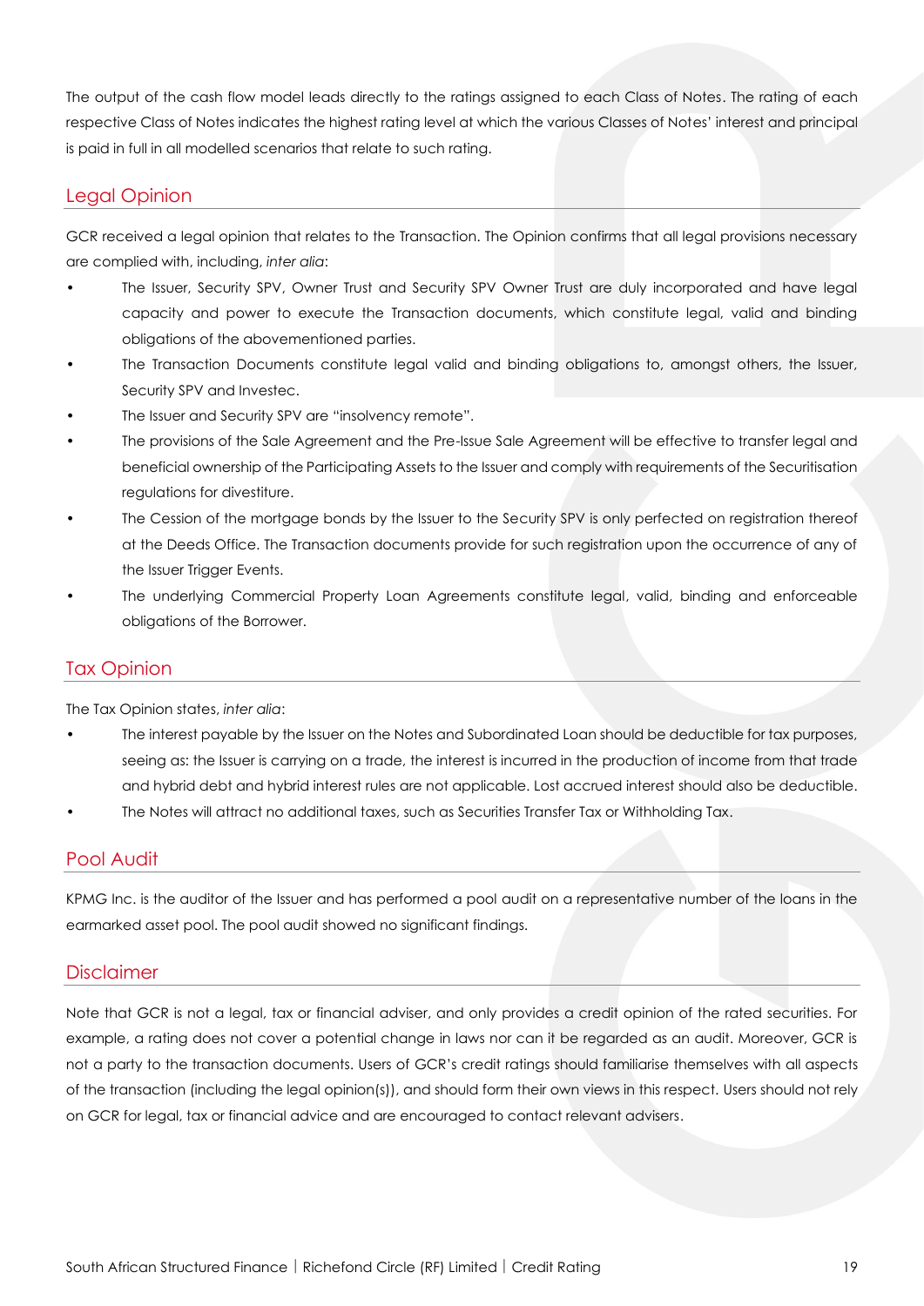The output of the cash flow model leads directly to the ratings assigned to each Class of Notes. The rating of each respective Class of Notes indicates the highest rating level at which the various Classes of Notes' interest and principal is paid in full in all modelled scenarios that relate to such rating.

## Legal Opinion

GCR received a legal opinion that relates to the Transaction. The Opinion confirms that all legal provisions necessary are complied with, including, *inter alia*:

- The Issuer, Security SPV, Owner Trust and Security SPV Owner Trust are duly incorporated and have legal capacity and power to execute the Transaction documents, which constitute legal, valid and binding obligations of the abovementioned parties.
- The Transaction Documents constitute legal valid and binding obligations to, amongst others, the Issuer, Security SPV and Investec.
- The Issuer and Security SPV are "insolvency remote".
- The provisions of the Sale Agreement and the Pre-Issue Sale Agreement will be effective to transfer legal and beneficial ownership of the Participating Assets to the Issuer and comply with requirements of the Securitisation regulations for divestiture.
- The Cession of the mortgage bonds by the Issuer to the Security SPV is only perfected on registration thereof at the Deeds Office. The Transaction documents provide for such registration upon the occurrence of any of the Issuer Trigger Events.
- The underlying Commercial Property Loan Agreements constitute legal, valid, binding and enforceable obligations of the Borrower.

## Tax Opinion

The Tax Opinion states, *inter alia*:

- The interest payable by the Issuer on the Notes and Subordinated Loan should be deductible for tax purposes, seeing as: the Issuer is carrying on a trade, the interest is incurred in the production of income from that trade and hybrid debt and hybrid interest rules are not applicable. Lost accrued interest should also be deductible.
- The Notes will attract no additional taxes, such as Securities Transfer Tax or Withholding Tax.

## Pool Audit

KPMG Inc. is the auditor of the Issuer and has performed a pool audit on a representative number of the loans in the earmarked asset pool. The pool audit showed no significant findings.

## Disclaimer

Note that GCR is not a legal, tax or financial adviser, and only provides a credit opinion of the rated securities. For example, a rating does not cover a potential change in laws nor can it be regarded as an audit. Moreover, GCR is not a party to the transaction documents. Users of GCR's credit ratings should familiarise themselves with all aspects of the transaction (including the legal opinion(s)), and should form their own views in this respect. Users should not rely on GCR for legal, tax or financial advice and are encouraged to contact relevant advisers.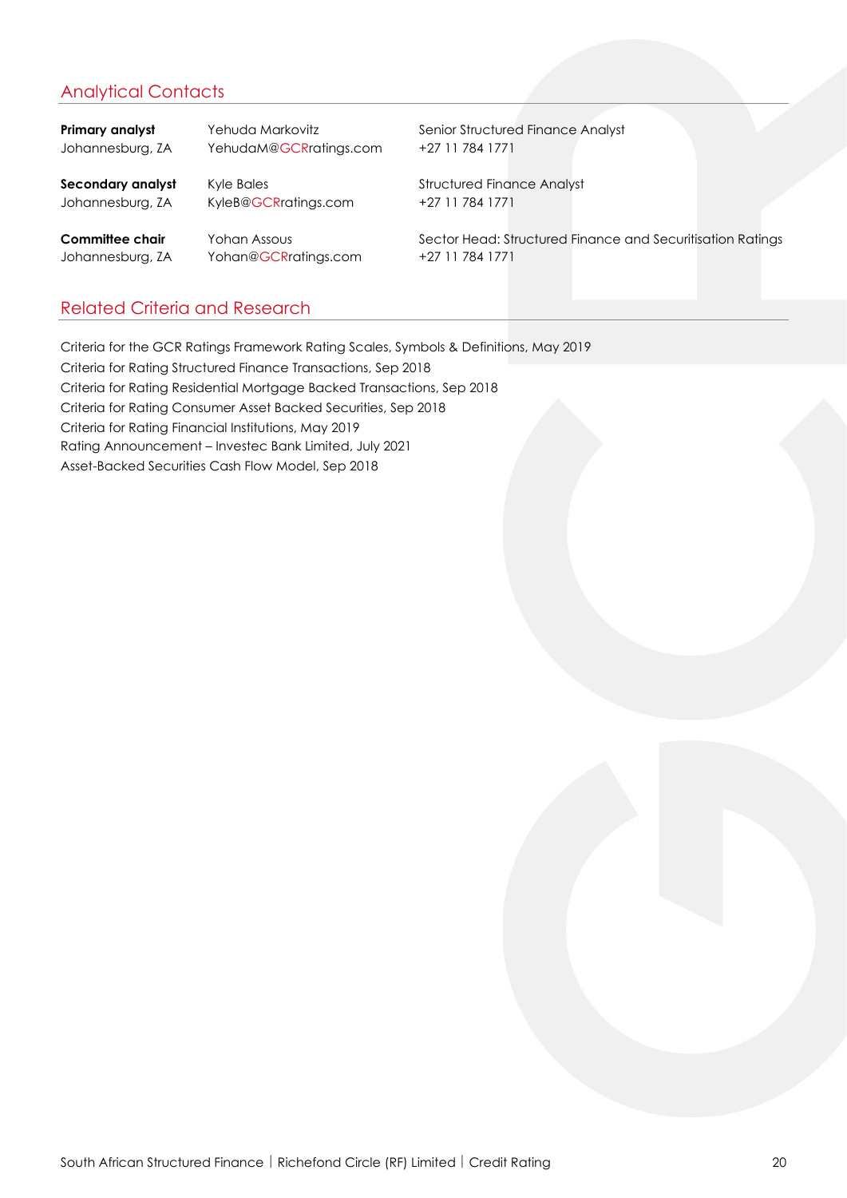## Analytical Contacts

| | | |
|---|---|---|
| **Primary analyst** | Yehuda Markovitz | Senior Structured Finance Analyst |
| Johannesburg, ZA | YehudaM@GCRratings.com | +27 11 784 1771 |
| **Secondary analyst** | Kyle Bales | Structured Finance Analyst |
| Johannesburg, ZA | KyleB@GCRratings.com | +27 11 784 1771 |
| **Committee chair** | Yohan Assous | Sector Head: Structured Finance and Securitisation Ratings |
| Johannesburg, ZA | Yohan@GCRratings.com | +27 11 784 1771 |

## Related Criteria and Research

Criteria for the GCR Ratings Framework Rating Scales, Symbols & Definitions, May 2019
Criteria for Rating Structured Finance Transactions, Sep 2018
Criteria for Rating Residential Mortgage Backed Transactions, Sep 2018
Criteria for Rating Consumer Asset Backed Securities, Sep 2018
Criteria for Rating Financial Institutions, May 2019
Rating Announcement – Investec Bank Limited, July 2021
Asset-Backed Securities Cash Flow Model, Sep 2018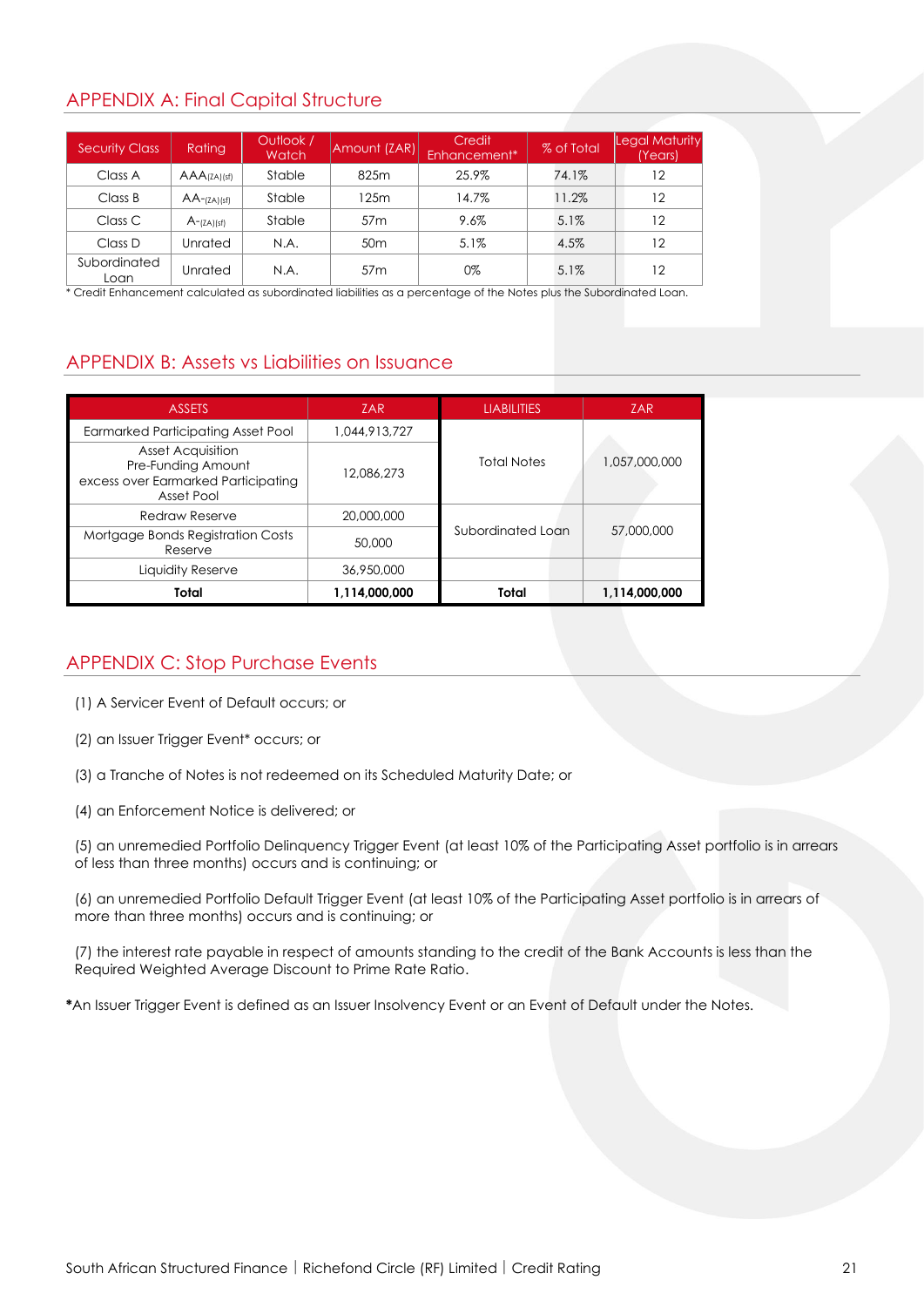## APPENDIX A: Final Capital Structure

| Security Class | Rating | Outlook / Watch | Amount (ZAR) | Credit Enhancement* | % of Total | Legal Maturity (Years) |
|---|---|---|---|---|---|---|
| Class A | AAA(ZA)(sf) | Stable | 825m | 25.9% | 74.1% | 12 |
| Class B | AA-(ZA)(sf) | Stable | 125m | 14.7% | 11.2% | 12 |
| Class C | A-(ZA)(sf) | Stable | 57m | 9.6% | 5.1% | 12 |
| Class D | Unrated | N.A. | 50m | 5.1% | 4.5% | 12 |
| Subordinated Loan | Unrated | N.A. | 57m | 0% | 5.1% | 12 |

* Credit Enhancement calculated as subordinated liabilities as a percentage of the Notes plus the Subordinated Loan.

## APPENDIX B: Assets vs Liabilities on Issuance

| ASSETS | ZAR | LIABILITIES | ZAR |
|---|---|---|---|
| Earmarked Participating Asset Pool | 1,044,913,727 | Total Notes | 1,057,000,000 |
| Asset Acquisition Pre-Funding Amount excess over Earmarked Participating Asset Pool | 12,086,273 | | |
| Redraw Reserve | 20,000,000 | Subordinated Loan | 57,000,000 |
| Mortgage Bonds Registration Costs Reserve | 50,000 | | |
| Liquidity Reserve | 36,950,000 | | |
| **Total** | **1,114,000,000** | **Total** | **1,114,000,000** |

## APPENDIX C: Stop Purchase Events

(1) A Servicer Event of Default occurs; or

(2) an Issuer Trigger Event* occurs; or

(3) a Tranche of Notes is not redeemed on its Scheduled Maturity Date; or

(4) an Enforcement Notice is delivered; or

(5) an unremedied Portfolio Delinquency Trigger Event (at least 10% of the Participating Asset portfolio is in arrears of less than three months) occurs and is continuing; or

(6) an unremedied Portfolio Default Trigger Event (at least 10% of the Participating Asset portfolio is in arrears of more than three months) occurs and is continuing; or

(7) the interest rate payable in respect of amounts standing to the credit of the Bank Accounts is less than the Required Weighted Average Discount to Prime Rate Ratio.

***An Issuer Trigger Event is defined as an Issuer Insolvency Event or an Event of Default under the Notes.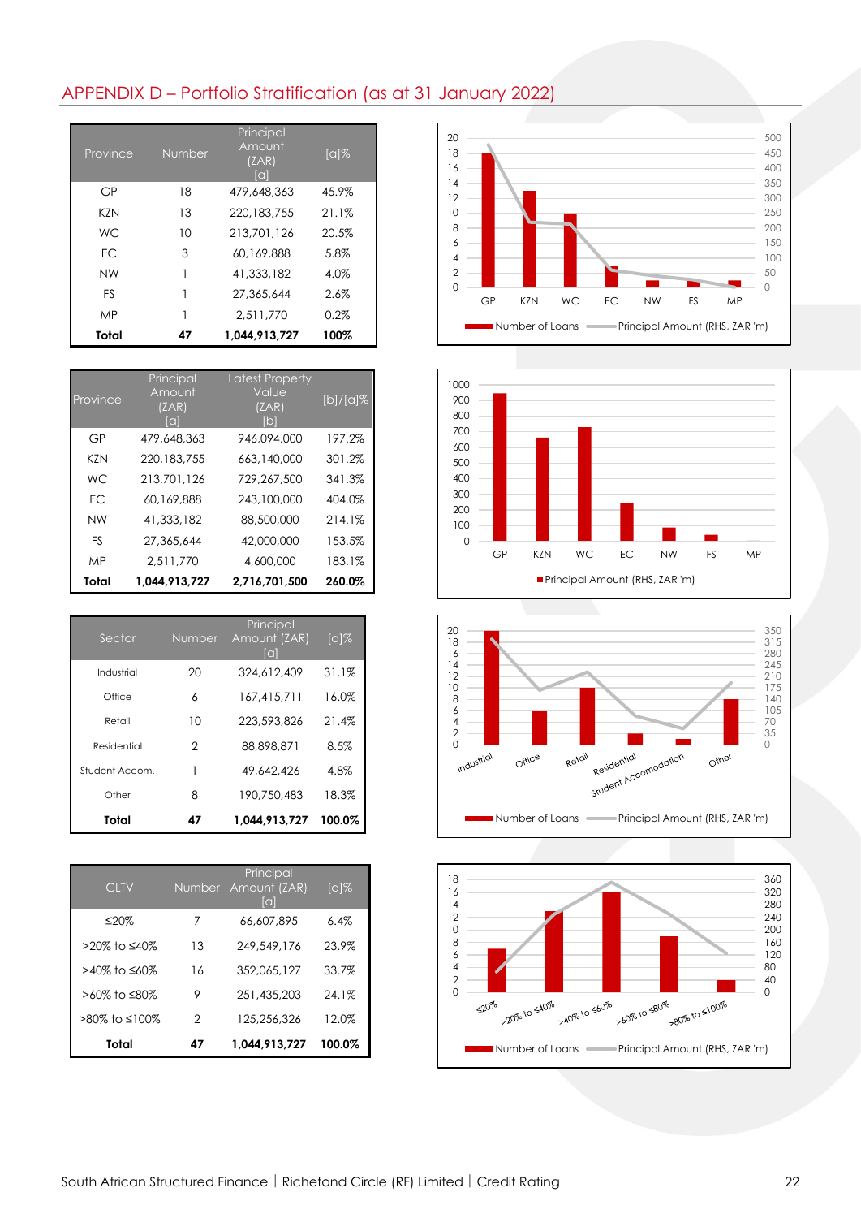## APPENDIX D – Portfolio Stratification (as at 31 January 2022)

| Province | Number | Principal Amount (ZAR) [a] | [a]% |
|---|---|---|---|
| GP | 18 | 479,648,363 | 45.9% |
| KZN | 13 | 220,183,755 | 21.1% |
| WC | 10 | 213,701,126 | 20.5% |
| EC | 3 | 60,169,888 | 5.8% |
| NW | 1 | 41,333,182 | 4.0% |
| FS | 1 | 27,365,644 | 2.6% |
| MP | 1 | 2,511,770 | 0.2% |
| **Total** | **47** | **1,044,913,727** | **100%** |

| Province | Principal Amount (ZAR) [a] | Latest Property Value (ZAR) [b] | [b]/[a]% |
|---|---|---|---|
| GP | 479,648,363 | 946,094,000 | 197.2% |
| KZN | 220,183,755 | 663,140,000 | 301.2% |
| WC | 213,701,126 | 729,267,500 | 341.3% |
| EC | 60,169,888 | 243,100,000 | 404.0% |
| NW | 41,333,182 | 88,500,000 | 214.1% |
| FS | 27,365,644 | 42,000,000 | 153.5% |
| MP | 2,511,770 | 4,600,000 | 183.1% |
| **Total** | **1,044,913,727** | **2,716,701,500** | **260.0%** |

| Sector | Number | Principal Amount (ZAR) [a] | [a]% |
|---|---|---|---|
| Industrial | 20 | 324,612,409 | 31.1% |
| Office | 6 | 167,415,711 | 16.0% |
| Retail | 10 | 223,593,826 | 21.4% |
| Residential | 2 | 88,898,871 | 8.5% |
| Student Accom. | 1 | 49,642,426 | 4.8% |
| Other | 8 | 190,750,483 | 18.3% |
| **Total** | **47** | **1,044,913,727** | **100.0%** |

| CLTV | Number | Principal Amount (ZAR) [a] | [a]% |
|---|---|---|---|
| ≤20% | 7 | 66,607,895 | 6.4% |
| >20% to ≤40% | 13 | 249,549,176 | 23.9% |
| >40% to ≤60% | 16 | 352,065,127 | 33.7% |
| >60% to ≤80% | 9 | 251,435,203 | 24.1% |
| >80% to ≤100% | 2 | 125,256,326 | 12.0% |
| **Total** | **47** | **1,044,913,727** | **100.0%** |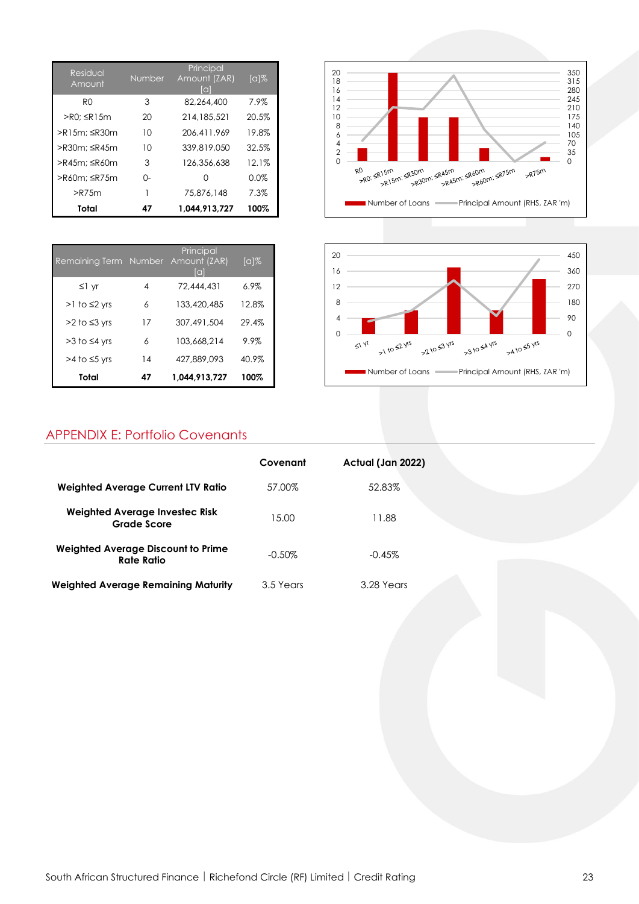| Residual Amount | Number | Principal Amount (ZAR) [a] | [a]% |
|---|---|---|---|
| R0 | 3 | 82,264,400 | 7.9% |
| >R0; ≤R15m | 20 | 214,185,521 | 20.5% |
| >R15m; ≤R30m | 10 | 206,411,969 | 19.8% |
| >R30m; ≤R45m | 10 | 339,819,050 | 32.5% |
| >R45m; ≤R60m | 3 | 126,356,638 | 12.1% |
| >R60m; ≤R75m | 0- | 0 | 0.0% |
| >R75m | 1 | 75,876,148 | 7.3% |
| **Total** | **47** | **1,044,913,727** | **100%** |

| Remaining Term | Number | Principal Amount (ZAR) [a] | [a]% |
|---|---|---|---|
| ≤1 yr | 4 | 72,444,431 | 6.9% |
| >1 to ≤2 yrs | 6 | 133,420,485 | 12.8% |
| >2 to ≤3 yrs | 17 | 307,491,504 | 29.4% |
| >3 to ≤4 yrs | 6 | 103,668,214 | 9.9% |
| >4 to ≤5 yrs | 14 | 427,889,093 | 40.9% |
| **Total** | **47** | **1,044,913,727** | **100%** |

## APPENDIX E: Portfolio Covenants

| | Covenant | Actual (Jan 2022) |
|---|---|---|
| **Weighted Average Current LTV Ratio** | 57.00% | 52.83% |
| **Weighted Average Investec Risk Grade Score** | 15.00 | 11.88 |
| **Weighted Average Discount to Prime Rate Ratio** | -0.50% | -0.45% |
| **Weighted Average Remaining Maturity** | 3.5 Years | 3.28 Years |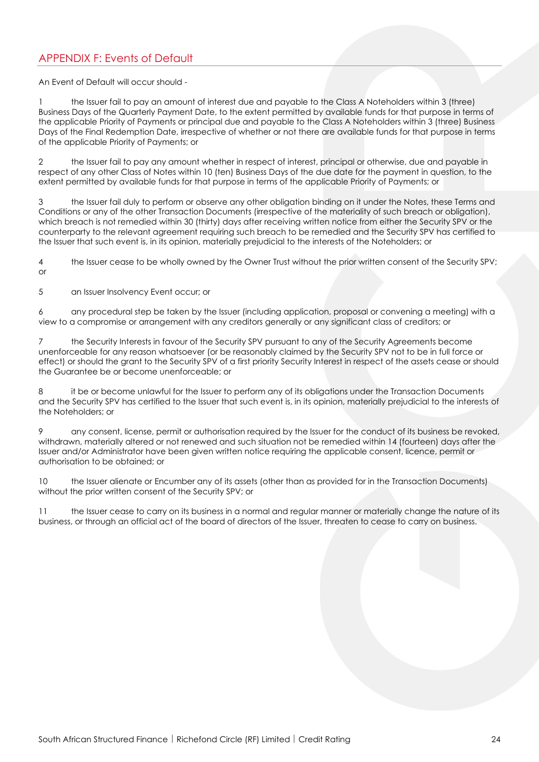## APPENDIX F: Events of Default

An Event of Default will occur should -

1 the Issuer fail to pay an amount of interest due and payable to the Class A Noteholders within 3 (three) Business Days of the Quarterly Payment Date, to the extent permitted by available funds for that purpose in terms of the applicable Priority of Payments or principal due and payable to the Class A Noteholders within 3 (three) Business Days of the Final Redemption Date, irrespective of whether or not there are available funds for that purpose in terms of the applicable Priority of Payments; or

2 the Issuer fail to pay any amount whether in respect of interest, principal or otherwise, due and payable in respect of any other Class of Notes within 10 (ten) Business Days of the due date for the payment in question, to the extent permitted by available funds for that purpose in terms of the applicable Priority of Payments; or

3 the Issuer fail duly to perform or observe any other obligation binding on it under the Notes, these Terms and Conditions or any of the other Transaction Documents (irrespective of the materiality of such breach or obligation), which breach is not remedied within 30 (thirty) days after receiving written notice from either the Security SPV or the counterparty to the relevant agreement requiring such breach to be remedied and the Security SPV has certified to the Issuer that such event is, in its opinion, materially prejudicial to the interests of the Noteholders; or

4 the Issuer cease to be wholly owned by the Owner Trust without the prior written consent of the Security SPV; or

5 an Issuer Insolvency Event occur; or

6 any procedural step be taken by the Issuer (including application, proposal or convening a meeting) with a view to a compromise or arrangement with any creditors generally or any significant class of creditors; or

7 the Security Interests in favour of the Security SPV pursuant to any of the Security Agreements become unenforceable for any reason whatsoever (or be reasonably claimed by the Security SPV not to be in full force or effect) or should the grant to the Security SPV of a first priority Security Interest in respect of the assets cease or should the Guarantee be or become unenforceable; or

8 it be or become unlawful for the Issuer to perform any of its obligations under the Transaction Documents and the Security SPV has certified to the Issuer that such event is, in its opinion, materially prejudicial to the interests of the Noteholders; or

9 any consent, license, permit or authorisation required by the Issuer for the conduct of its business be revoked, withdrawn, materially altered or not renewed and such situation not be remedied within 14 (fourteen) days after the Issuer and/or Administrator have been given written notice requiring the applicable consent, licence, permit or authorisation to be obtained; or

10 the Issuer alienate or Encumber any of its assets (other than as provided for in the Transaction Documents) without the prior written consent of the Security SPV; or

11 the Issuer cease to carry on its business in a normal and regular manner or materially change the nature of its business, or through an official act of the board of directors of the Issuer, threaten to cease to carry on business.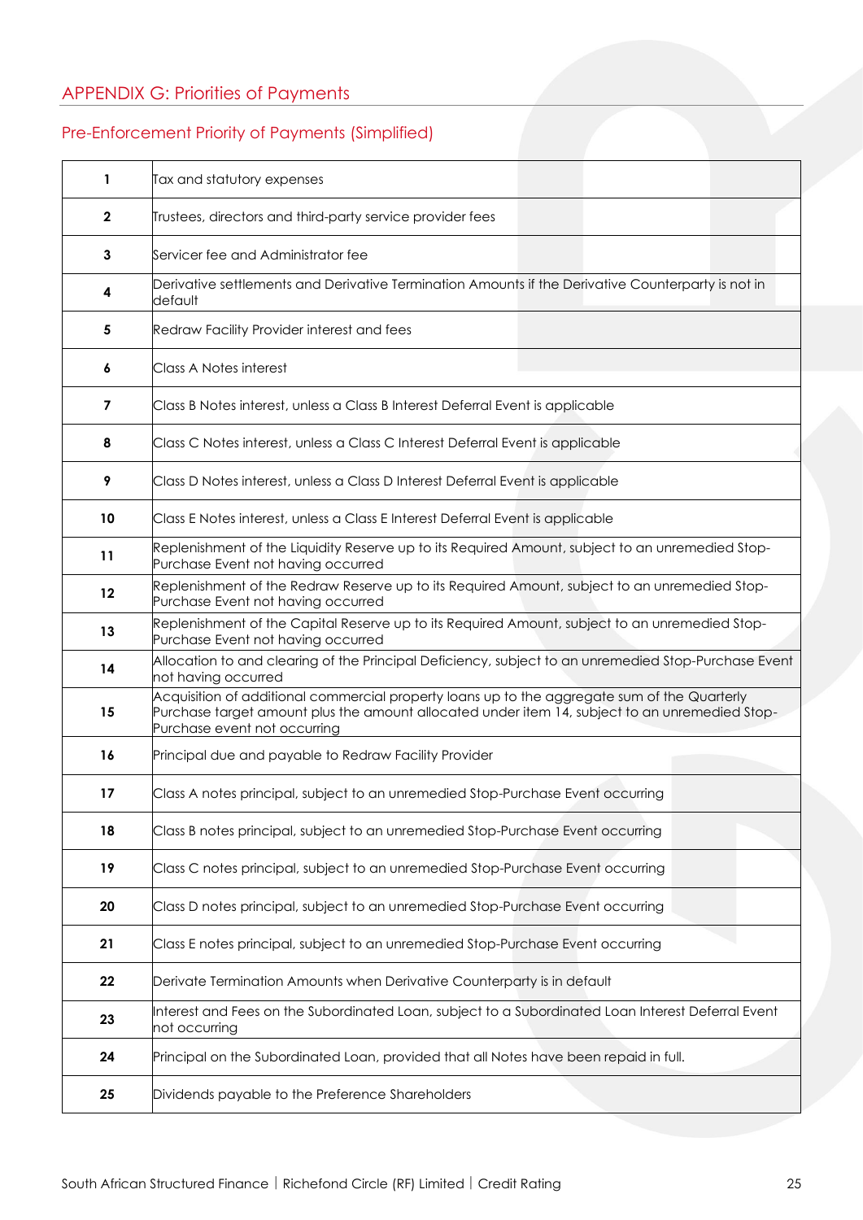## APPENDIX G: Priorities of Payments

### Pre-Enforcement Priority of Payments (Simplified)

| | |
|---|---|
| 1 | Tax and statutory expenses |
| 2 | Trustees, directors and third-party service provider fees |
| 3 | Servicer fee and Administrator fee |
| 4 | Derivative settlements and Derivative Termination Amounts if the Derivative Counterparty is not in default |
| 5 | Redraw Facility Provider interest and fees |
| 6 | Class A Notes interest |
| 7 | Class B Notes interest, unless a Class B Interest Deferral Event is applicable |
| 8 | Class C Notes interest, unless a Class C Interest Deferral Event is applicable |
| 9 | Class D Notes interest, unless a Class D Interest Deferral Event is applicable |
| 10 | Class E Notes interest, unless a Class E Interest Deferral Event is applicable |
| 11 | Replenishment of the Liquidity Reserve up to its Required Amount, subject to an unremedied Stop-Purchase Event not having occurred |
| 12 | Replenishment of the Redraw Reserve up to its Required Amount, subject to an unremedied Stop-Purchase Event not having occurred |
| 13 | Replenishment of the Capital Reserve up to its Required Amount, subject to an unremedied Stop-Purchase Event not having occurred |
| 14 | Allocation to and clearing of the Principal Deficiency, subject to an unremedied Stop-Purchase Event not having occurred |
| 15 | Acquisition of additional commercial property loans up to the aggregate sum of the Quarterly Purchase target amount plus the amount allocated under item 14, subject to an unremedied Stop-Purchase event not occurring |
| 16 | Principal due and payable to Redraw Facility Provider |
| 17 | Class A notes principal, subject to an unremedied Stop-Purchase Event occurring |
| 18 | Class B notes principal, subject to an unremedied Stop-Purchase Event occurring |
| 19 | Class C notes principal, subject to an unremedied Stop-Purchase Event occurring |
| 20 | Class D notes principal, subject to an unremedied Stop-Purchase Event occurring |
| 21 | Class E notes principal, subject to an unremedied Stop-Purchase Event occurring |
| 22 | Derivate Termination Amounts when Derivative Counterparty is in default |
| 23 | Interest and Fees on the Subordinated Loan, subject to a Subordinated Loan Interest Deferral Event not occurring |
| 24 | Principal on the Subordinated Loan, provided that all Notes have been repaid in full. |
| 25 | Dividends payable to the Preference Shareholders |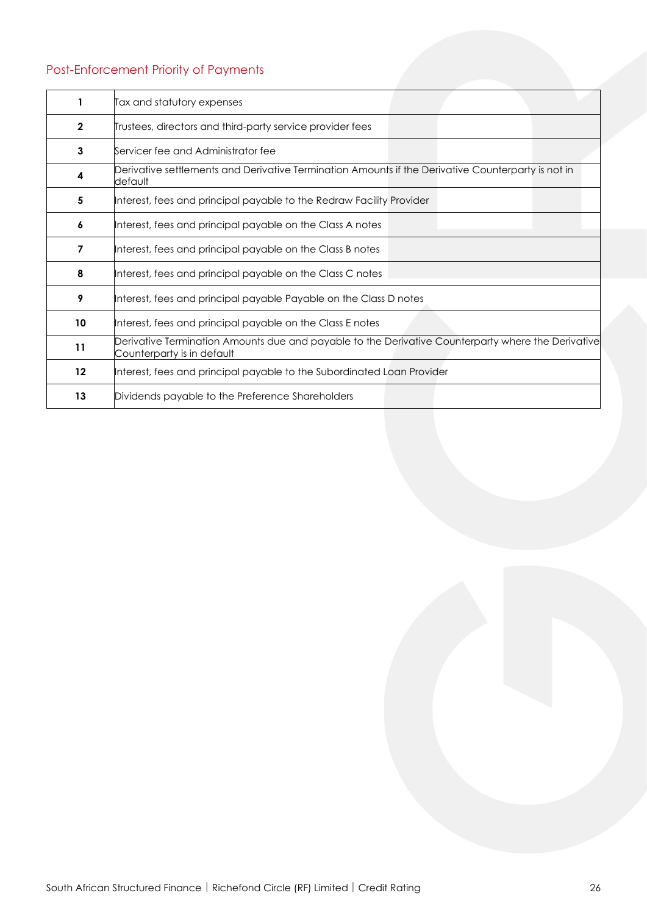## Post-Enforcement Priority of Payments

| | |
|---|---|
| 1 | Tax and statutory expenses |
| 2 | Trustees, directors and third-party service provider fees |
| 3 | Servicer fee and Administrator fee |
| 4 | Derivative settlements and Derivative Termination Amounts if the Derivative Counterparty is not in default |
| 5 | Interest, fees and principal payable to the Redraw Facility Provider |
| 6 | Interest, fees and principal payable on the Class A notes |
| 7 | Interest, fees and principal payable on the Class B notes |
| 8 | Interest, fees and principal payable on the Class C notes |
| 9 | Interest, fees and principal payable Payable on the Class D notes |
| 10 | Interest, fees and principal payable on the Class E notes |
| 11 | Derivative Termination Amounts due and payable to the Derivative Counterparty where the Derivative Counterparty is in default |
| 12 | Interest, fees and principal payable to the Subordinated Loan Provider |
| 13 | Dividends payable to the Preference Shareholders |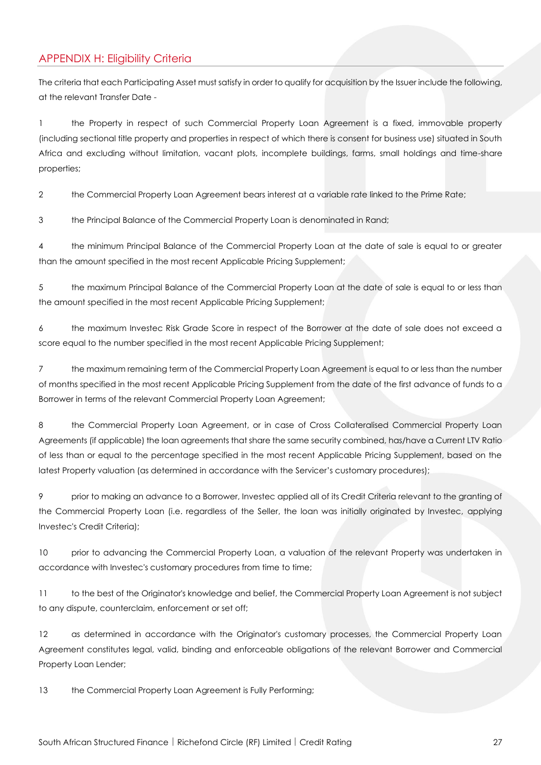## APPENDIX H: Eligibility Criteria

The criteria that each Participating Asset must satisfy in order to qualify for acquisition by the Issuer include the following, at the relevant Transfer Date -

1 the Property in respect of such Commercial Property Loan Agreement is a fixed, immovable property (including sectional title property and properties in respect of which there is consent for business use) situated in South Africa and excluding without limitation, vacant plots, incomplete buildings, farms, small holdings and time-share properties;

2 the Commercial Property Loan Agreement bears interest at a variable rate linked to the Prime Rate;

3 the Principal Balance of the Commercial Property Loan is denominated in Rand;

4 the minimum Principal Balance of the Commercial Property Loan at the date of sale is equal to or greater than the amount specified in the most recent Applicable Pricing Supplement;

5 the maximum Principal Balance of the Commercial Property Loan at the date of sale is equal to or less than the amount specified in the most recent Applicable Pricing Supplement;

6 the maximum Investec Risk Grade Score in respect of the Borrower at the date of sale does not exceed a score equal to the number specified in the most recent Applicable Pricing Supplement;

7 the maximum remaining term of the Commercial Property Loan Agreement is equal to or less than the number of months specified in the most recent Applicable Pricing Supplement from the date of the first advance of funds to a Borrower in terms of the relevant Commercial Property Loan Agreement;

8 the Commercial Property Loan Agreement, or in case of Cross Collateralised Commercial Property Loan Agreements (if applicable) the loan agreements that share the same security combined, has/have a Current LTV Ratio of less than or equal to the percentage specified in the most recent Applicable Pricing Supplement, based on the latest Property valuation (as determined in accordance with the Servicer's customary procedures);

9 prior to making an advance to a Borrower, Investec applied all of its Credit Criteria relevant to the granting of the Commercial Property Loan (i.e. regardless of the Seller, the loan was initially originated by Investec, applying Investec's Credit Criteria);

10 prior to advancing the Commercial Property Loan, a valuation of the relevant Property was undertaken in accordance with Investec's customary procedures from time to time;

11 to the best of the Originator's knowledge and belief, the Commercial Property Loan Agreement is not subject to any dispute, counterclaim, enforcement or set off;

12 as determined in accordance with the Originator's customary processes, the Commercial Property Loan Agreement constitutes legal, valid, binding and enforceable obligations of the relevant Borrower and Commercial Property Loan Lender;

13 the Commercial Property Loan Agreement is Fully Performing;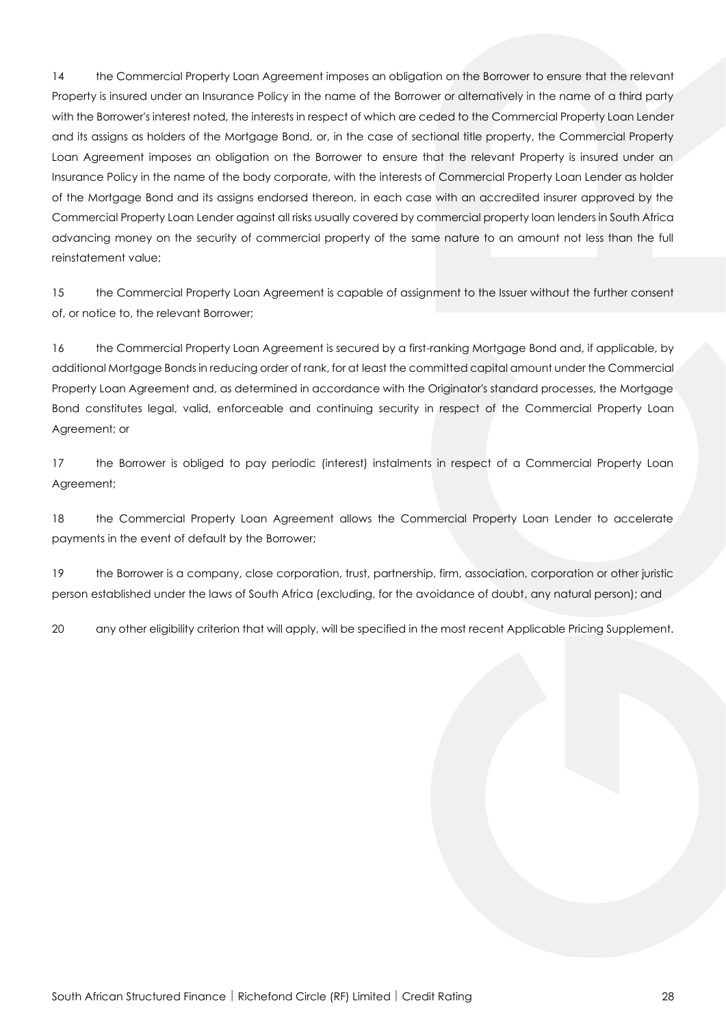14 the Commercial Property Loan Agreement imposes an obligation on the Borrower to ensure that the relevant Property is insured under an Insurance Policy in the name of the Borrower or alternatively in the name of a third party with the Borrower's interest noted, the interests in respect of which are ceded to the Commercial Property Loan Lender and its assigns as holders of the Mortgage Bond, or, in the case of sectional title property, the Commercial Property Loan Agreement imposes an obligation on the Borrower to ensure that the relevant Property is insured under an Insurance Policy in the name of the body corporate, with the interests of Commercial Property Loan Lender as holder of the Mortgage Bond and its assigns endorsed thereon, in each case with an accredited insurer approved by the Commercial Property Loan Lender against all risks usually covered by commercial property loan lenders in South Africa advancing money on the security of commercial property of the same nature to an amount not less than the full reinstatement value;

15 the Commercial Property Loan Agreement is capable of assignment to the Issuer without the further consent of, or notice to, the relevant Borrower;

16 the Commercial Property Loan Agreement is secured by a first-ranking Mortgage Bond and, if applicable, by additional Mortgage Bonds in reducing order of rank, for at least the committed capital amount under the Commercial Property Loan Agreement and, as determined in accordance with the Originator's standard processes, the Mortgage Bond constitutes legal, valid, enforceable and continuing security in respect of the Commercial Property Loan Agreement; or

17 the Borrower is obliged to pay periodic (interest) instalments in respect of a Commercial Property Loan Agreement;

18 the Commercial Property Loan Agreement allows the Commercial Property Loan Lender to accelerate payments in the event of default by the Borrower;

19 the Borrower is a company, close corporation, trust, partnership, firm, association, corporation or other juristic person established under the laws of South Africa (excluding, for the avoidance of doubt, any natural person); and

20 any other eligibility criterion that will apply, will be specified in the most recent Applicable Pricing Supplement.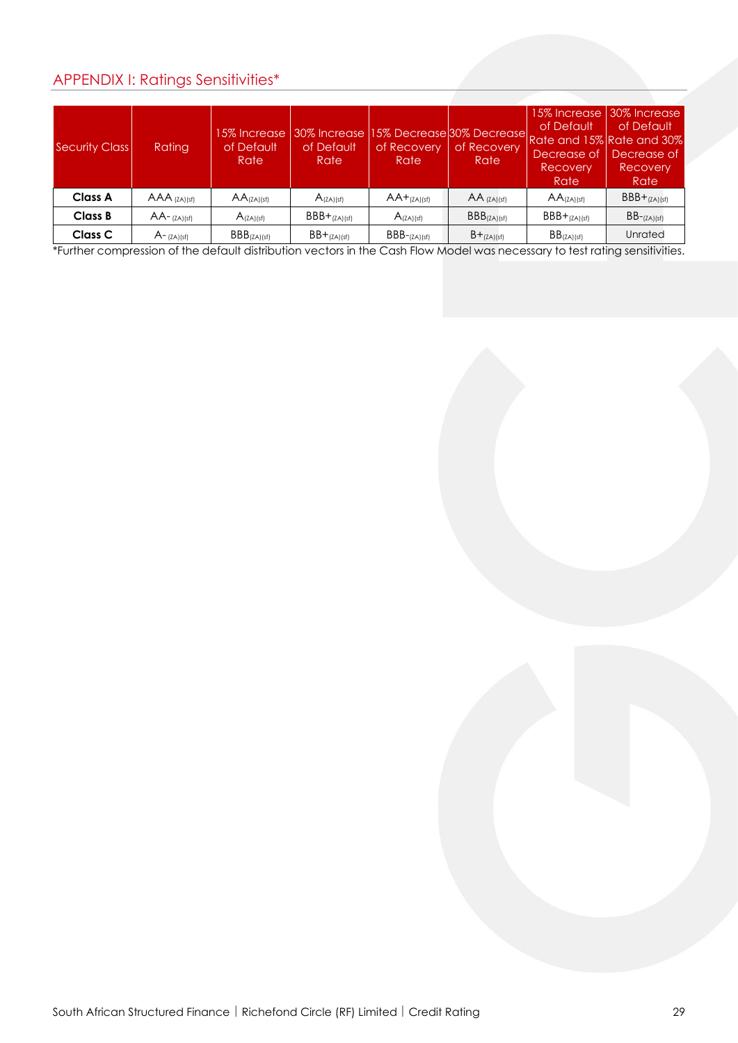## APPENDIX I: Ratings Sensitivities*

| Security Class | Rating | 15% Increase of Default Rate | 30% Increase of Default Rate | 15% Decrease of Recovery Rate | 30% Decrease of Recovery Rate | 15% Increase of Default Rate and 15% Decrease of Recovery Rate | 30% Increase of Default Rate and 30% Decrease of Recovery Rate |
|---|---|---|---|---|---|---|---|
| **Class A** | AAA $_{(ZA)(sf)}$ | AA$_{(ZA)(sf)}$ | A$_{(ZA)(sf)}$ | AA+$_{(ZA)(sf)}$ | AA $_{(ZA)(sf)}$ | AA$_{(ZA)(sf)}$ | BBB+$_{(ZA)(sf)}$ |
| **Class B** | AA- $_{(ZA)(sf)}$ | A$_{(ZA)(sf)}$ | BBB+$_{(ZA)(sf)}$ | A$_{(ZA)(sf)}$ | BBB$_{(ZA)(sf)}$ | BBB+$_{(ZA)(sf)}$ | BB-$_{(ZA)(sf)}$ |
| **Class C** | A- $_{(ZA)(sf)}$ | BBB$_{(ZA)(sf)}$ | BB+$_{(ZA)(sf)}$ | BBB-$_{(ZA)(sf)}$ | B+$_{(ZA)(sf)}$ | BB$_{(ZA)(sf)}$ | Unrated |

*Further compression of the default distribution vectors in the Cash Flow Model was necessary to test rating sensitivities.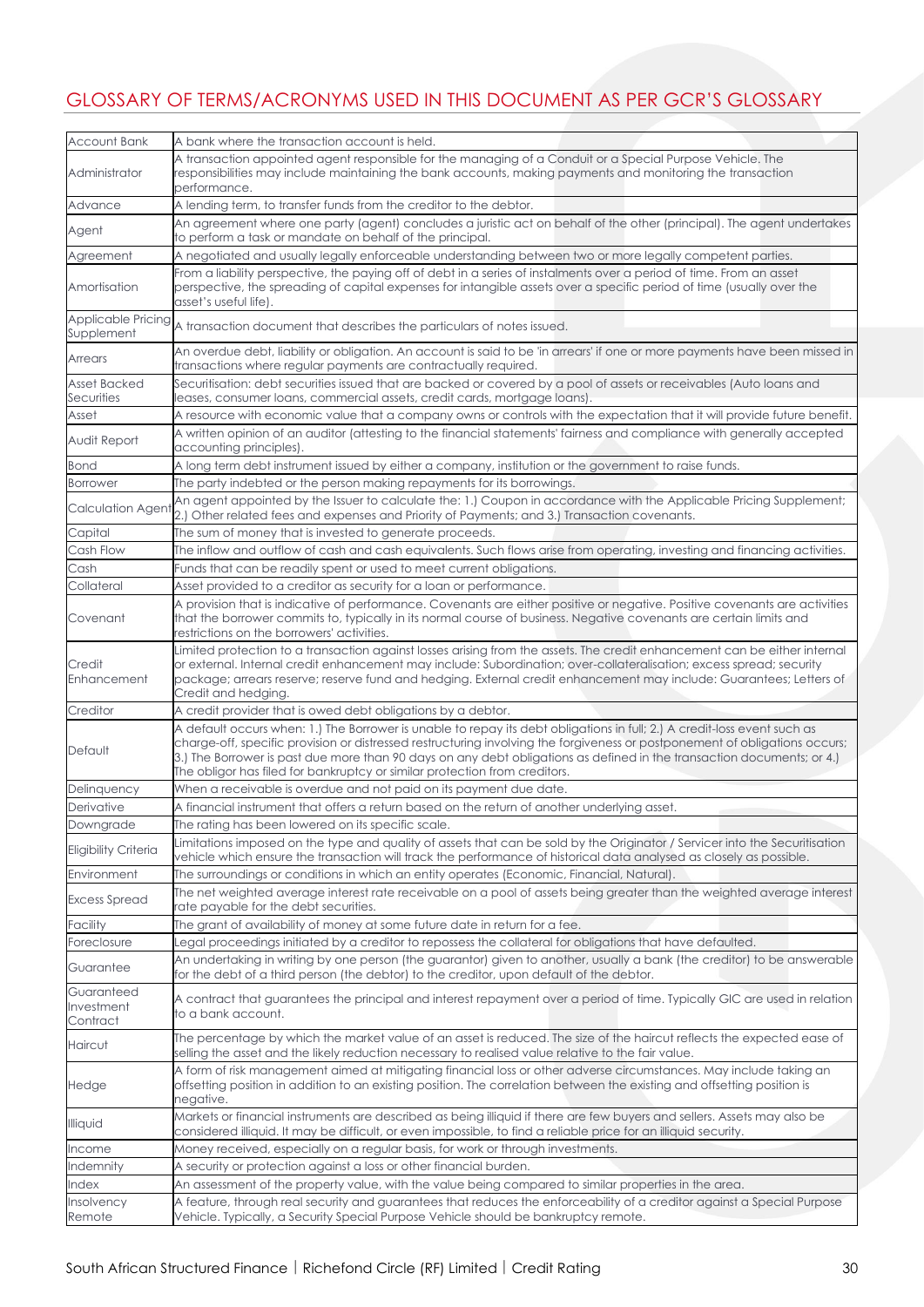## GLOSSARY OF TERMS/ACRONYMS USED IN THIS DOCUMENT AS PER GCR'S GLOSSARY

| | |
|---|---|
| Account Bank | A bank where the transaction account is held. |
| Administrator | A transaction appointed agent responsible for the managing of a Conduit or a Special Purpose Vehicle. The responsibilities may include maintaining the bank accounts, making payments and monitoring the transaction performance. |
| Advance | A lending term, to transfer funds from the creditor to the debtor. |
| Agent | An agreement where one party (agent) concludes a juristic act on behalf of the other (principal). The agent undertakes to perform a task or mandate on behalf of the principal. |
| Agreement | A negotiated and usually legally enforceable understanding between two or more legally competent parties. |
| Amortisation | From a liability perspective, the paying off of debt in a series of instalments over a period of time. From an asset perspective, the spreading of capital expenses for intangible assets over a specific period of time (usually over the asset's useful life). |
| Applicable Pricing Supplement | A transaction document that describes the particulars of notes issued. |
| Arrears | An overdue debt, liability or obligation. An account is said to be 'in arrears' if one or more payments have been missed in transactions where regular payments are contractually required. |
| Asset Backed Securities | Securitisation: debt securities issued that are backed or covered by a pool of assets or receivables (Auto loans and leases, consumer loans, commercial assets, credit cards, mortgage loans). |
| Asset | A resource with economic value that a company owns or controls with the expectation that it will provide future benefit. |
| Audit Report | A written opinion of an auditor (attesting to the financial statements' fairness and compliance with generally accepted accounting principles). |
| Bond | A long term debt instrument issued by either a company, institution or the government to raise funds. |
| Borrower | The party indebted or the person making repayments for its borrowings. |
| Calculation Agent | An agent appointed by the Issuer to calculate the: 1.) Coupon in accordance with the Applicable Pricing Supplement; 2.) Other related fees and expenses and Priority of Payments; and 3.) Transaction covenants. |
| Capital | The sum of money that is invested to generate proceeds. |
| Cash Flow | The inflow and outflow of cash and cash equivalents. Such flows arise from operating, investing and financing activities. |
| Cash | Funds that can be readily spent or used to meet current obligations. |
| Collateral | Asset provided to a creditor as security for a loan or performance. |
| Covenant | A provision that is indicative of performance. Covenants are either positive or negative. Positive covenants are activities that the borrower commits to, typically in its normal course of business. Negative covenants are certain limits and restrictions on the borrowers' activities. |
| Credit Enhancement | Limited protection to a transaction against losses arising from the assets. The credit enhancement can be either internal or external. Internal credit enhancement may include: Subordination; over-collateralisation; excess spread; security package; arrears reserve; reserve fund and hedging. External credit enhancement may include: Guarantees; Letters of Credit and hedging. |
| Creditor | A credit provider that is owed debt obligations by a debtor. |
| Default | A default occurs when: 1.) The Borrower is unable to repay its debt obligations in full; 2.) A credit-loss event such as charge-off, specific provision or distressed restructuring involving the forgiveness or postponement of obligations occurs; 3.) The Borrower is past due more than 90 days on any debt obligations as defined in the transaction documents; or 4.) The obligor has filed for bankruptcy or similar protection from creditors. |
| Delinquency | When a receivable is overdue and not paid on its payment due date. |
| Derivative | A financial instrument that offers a return based on the return of another underlying asset. |
| Downgrade | The rating has been lowered on its specific scale. |
| Eligibility Criteria | Limitations imposed on the type and quality of assets that can be sold by the Originator / Servicer into the Securitisation vehicle which ensure the transaction will track the performance of historical data analysed as closely as possible. |
| Environment | The surroundings or conditions in which an entity operates (Economic, Financial, Natural). |
| Excess Spread | The net weighted average interest rate receivable on a pool of assets being greater than the weighted average interest rate payable for the debt securities. |
| Facility | The grant of availability of money at some future date in return for a fee. |
| Foreclosure | Legal proceedings initiated by a creditor to repossess the collateral for obligations that have defaulted. |
| Guarantee | An undertaking in writing by one person (the guarantor) given to another, usually a bank (the creditor) to be answerable for the debt of a third person (the debtor) to the creditor, upon default of the debtor. |
| Guaranteed Investment Contract | A contract that guarantees the principal and interest repayment over a period of time. Typically GIC are used in relation to a bank account. |
| Haircut | The percentage by which the market value of an asset is reduced. The size of the haircut reflects the expected ease of selling the asset and the likely reduction necessary to realised value relative to the fair value. |
| Hedge | A form of risk management aimed at mitigating financial loss or other adverse circumstances. May include taking an offsetting position in addition to an existing position. The correlation between the existing and offsetting position is negative. |
| Illiquid | Markets or financial instruments are described as being illiquid if there are few buyers and sellers. Assets may also be considered illiquid. It may be difficult, or even impossible, to find a reliable price for an illiquid security. |
| Income | Money received, especially on a regular basis, for work or through investments. |
| Indemnity | A security or protection against a loss or other financial burden. |
| Index | An assessment of the property value, with the value being compared to similar properties in the area. |
| Insolvency Remote | A feature, through real security and guarantees that reduces the enforceability of a creditor against a Special Purpose Vehicle. Typically, a Security Special Purpose Vehicle should be bankruptcy remote. |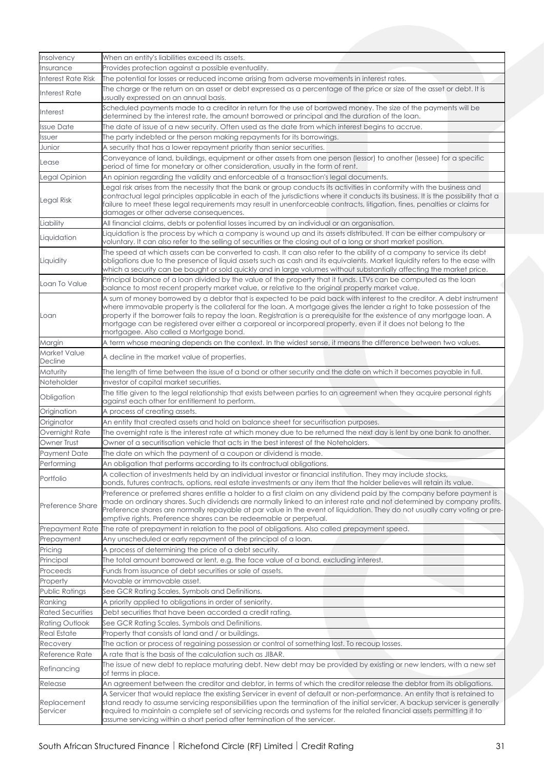| | |
|---|---|
| Insolvency | When an entity's liabilities exceed its assets. |
| Insurance | Provides protection against a possible eventuality. |
| Interest Rate Risk | The potential for losses or reduced income arising from adverse movements in interest rates. |
| Interest Rate | The charge or the return on an asset or debt expressed as a percentage of the price or size of the asset or debt. It is usually expressed on an annual basis. |
| Interest | Scheduled payments made to a creditor in return for the use of borrowed money. The size of the payments will be determined by the interest rate, the amount borrowed or principal and the duration of the loan. |
| Issue Date | The date of issue of a new security. Often used as the date from which interest begins to accrue. |
| Issuer | The party indebted or the person making repayments for its borrowings. |
| Junior | A security that has a lower repayment priority than senior securities. |
| Lease | Conveyance of land, buildings, equipment or other assets from one person (lessor) to another (lessee) for a specific period of time for monetary or other consideration, usually in the form of rent. |
| Legal Opinion | An opinion regarding the validity and enforceable of a transaction's legal documents. |
| Legal Risk | Legal risk arises from the necessity that the bank or group conducts its activities in conformity with the business and contractual legal principles applicable in each of the jurisdictions where it conducts its business. It is the possibility that a failure to meet these legal requirements may result in unenforceable contracts, litigation, fines, penalties or claims for damages or other adverse consequences. |
| Liability | All financial claims, debts or potential losses incurred by an individual or an organisation. |
| Liquidation | Liquidation is the process by which a company is wound up and its assets distributed. It can be either compulsory or voluntary. It can also refer to the selling of securities or the closing out of a long or short market position. |
| Liquidity | The speed at which assets can be converted to cash. It can also refer to the ability of a company to service its debt obligations due to the presence of liquid assets such as cash and its equivalents. Market liquidity refers to the ease with which a security can be bought or sold quickly and in large volumes without substantially affecting the market price. |
| Loan To Value | Principal balance of a loan divided by the value of the property that it funds. LTVs can be computed as the loan balance to most recent property market value, or relative to the original property market value. |
| Loan | A sum of money borrowed by a debtor that is expected to be paid back with interest to the creditor. A debt instrument where immovable property is the collateral for the loan. A mortgage gives the lender a right to take possession of the property if the borrower fails to repay the loan. Registration is a prerequisite for the existence of any mortgage loan. A mortgage can be registered over either a corporeal or incorporeal property, even if it does not belong to the mortgagee. Also called a Mortgage bond. |
| Margin | A term whose meaning depends on the context. In the widest sense, it means the difference between two values. |
| Market Value Decline | A decline in the market value of properties. |
| Maturity | The length of time between the issue of a bond or other security and the date on which it becomes payable in full. |
| Noteholder | Investor of capital market securities. |
| Obligation | The title given to the legal relationship that exists between parties to an agreement when they acquire personal rights against each other for entitlement to perform. |
| Origination | A process of creating assets. |
| Originator | An entity that created assets and hold on balance sheet for securitisation purposes. |
| Overnight Rate | The overnight rate is the interest rate at which money due to be returned the next day is lent by one bank to another. |
| Owner Trust | Owner of a securitisation vehicle that acts in the best interest of the Noteholders. |
| Payment Date | The date on which the payment of a coupon or dividend is made. |
| Performing | An obligation that performs according to its contractual obligations. |
| Portfolio | A collection of investments held by an individual investor or financial institution. They may include stocks, bonds, futures contracts, options, real estate investments or any item that the holder believes will retain its value. |
| Preference Share | Preference or preferred shares entitle a holder to a first claim on any dividend paid by the company before payment is made on ordinary shares. Such dividends are normally linked to an interest rate and not determined by company profits. Preference shares are normally repayable at par value in the event of liquidation. They do not usually carry voting or pre-emptive rights. Preference shares can be redeemable or perpetual. |
| Prepayment Rate | The rate of prepayment in relation to the pool of obligations. Also called prepayment speed. |
| Prepayment | Any unscheduled or early repayment of the principal of a loan. |
| Pricing | A process of determining the price of a debt security. |
| Principal | The total amount borrowed or lent, e.g. the face value of a bond, excluding interest. |
| Proceeds | Funds from issuance of debt securities or sale of assets. |
| Property | Movable or immovable asset. |
| Public Ratings | See GCR Rating Scales, Symbols and Definitions. |
| Ranking | A priority applied to obligations in order of seniority. |
| Rated Securities | Debt securities that have been accorded a credit rating. |
| Rating Outlook | See GCR Rating Scales, Symbols and Definitions. |
| Real Estate | Property that consists of land and / or buildings. |
| Recovery | The action or process of regaining possession or control of something lost. To recoup losses. |
| Reference Rate | A rate that is the basis of the calculation such as JIBAR. |
| Refinancing | The issue of new debt to replace maturing debt. New debt may be provided by existing or new lenders, with a new set of terms in place. |
| Release | An agreement between the creditor and debtor, in terms of which the creditor release the debtor from its obligations. |
| Replacement Servicer | A Servicer that would replace the existing Servicer in event of default or non-performance. An entity that is retained to stand ready to assume servicing responsibilities upon the termination of the initial servicer. A backup servicer is generally required to maintain a complete set of servicing records and systems for the related financial assets permitting it to assume servicing within a short period after termination of the servicer. |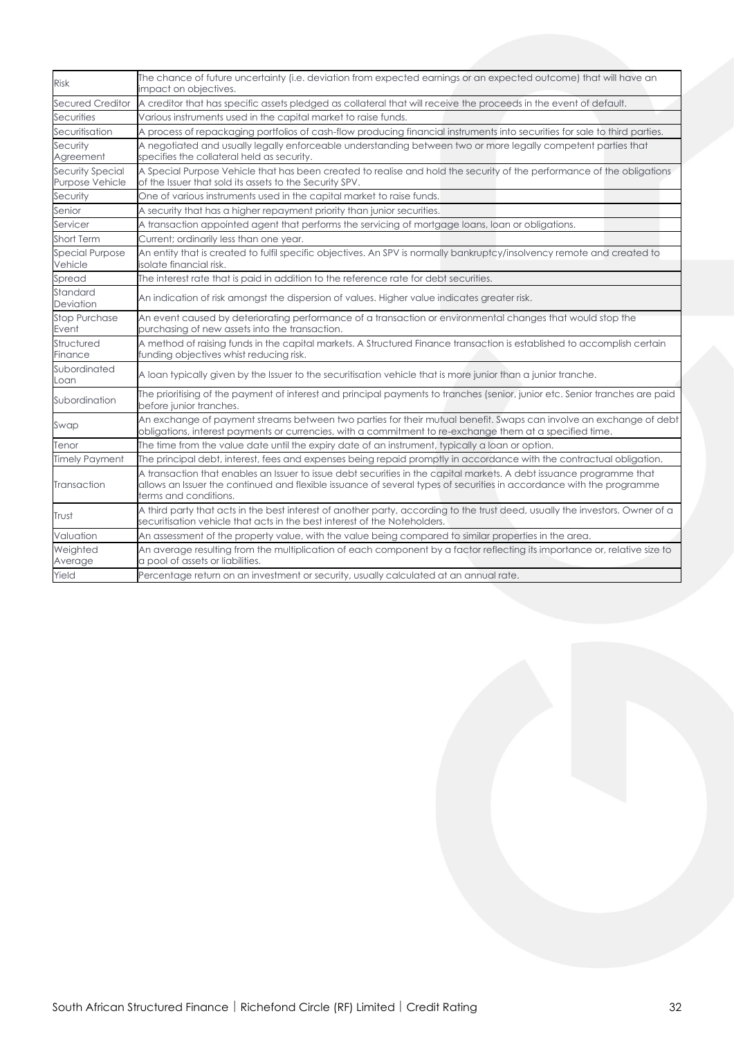| Risk | The chance of future uncertainty (i.e. deviation from expected earnings or an expected outcome) that will have an impact on objectives. |
|---|---|
| Secured Creditor | A creditor that has specific assets pledged as collateral that will receive the proceeds in the event of default. |
| Securities | Various instruments used in the capital market to raise funds. |
| Securitisation | A process of repackaging portfolios of cash-flow producing financial instruments into securities for sale to third parties. |
| Security Agreement | A negotiated and usually legally enforceable understanding between two or more legally competent parties that specifies the collateral held as security. |
| Security Special Purpose Vehicle | A Special Purpose Vehicle that has been created to realise and hold the security of the performance of the obligations of the Issuer that sold its assets to the Security SPV. |
| Security | One of various instruments used in the capital market to raise funds. |
| Senior | A security that has a higher repayment priority than junior securities. |
| Servicer | A transaction appointed agent that performs the servicing of mortgage loans, loan or obligations. |
| Short Term | Current; ordinarily less than one year. |
| Special Purpose Vehicle | An entity that is created to fulfil specific objectives. An SPV is normally bankruptcy/insolvency remote and created to isolate financial risk. |
| Spread | The interest rate that is paid in addition to the reference rate for debt securities. |
| Standard Deviation | An indication of risk amongst the dispersion of values. Higher value indicates greater risk. |
| Stop Purchase Event | An event caused by deteriorating performance of a transaction or environmental changes that would stop the purchasing of new assets into the transaction. |
| Structured Finance | A method of raising funds in the capital markets. A Structured Finance transaction is established to accomplish certain funding objectives whist reducing risk. |
| Subordinated Loan | A loan typically given by the Issuer to the securitisation vehicle that is more junior than a junior tranche. |
| Subordination | The prioritising of the payment of interest and principal payments to tranches (senior, junior etc. Senior tranches are paid before junior tranches. |
| Swap | An exchange of payment streams between two parties for their mutual benefit. Swaps can involve an exchange of debt obligations, interest payments or currencies, with a commitment to re-exchange them at a specified time. |
| Tenor | The time from the value date until the expiry date of an instrument, typically a loan or option. |
| Timely Payment | The principal debt, interest, fees and expenses being repaid promptly in accordance with the contractual obligation. |
| Transaction | A transaction that enables an Issuer to issue debt securities in the capital markets. A debt issuance programme that allows an Issuer the continued and flexible issuance of several types of securities in accordance with the programme terms and conditions. |
| Trust | A third party that acts in the best interest of another party, according to the trust deed, usually the investors. Owner of a securitisation vehicle that acts in the best interest of the Noteholders. |
| Valuation | An assessment of the property value, with the value being compared to similar properties in the area. |
| Weighted Average | An average resulting from the multiplication of each component by a factor reflecting its importance or, relative size to a pool of assets or liabilities. |
| Yield | Percentage return on an investment or security, usually calculated at an annual rate. |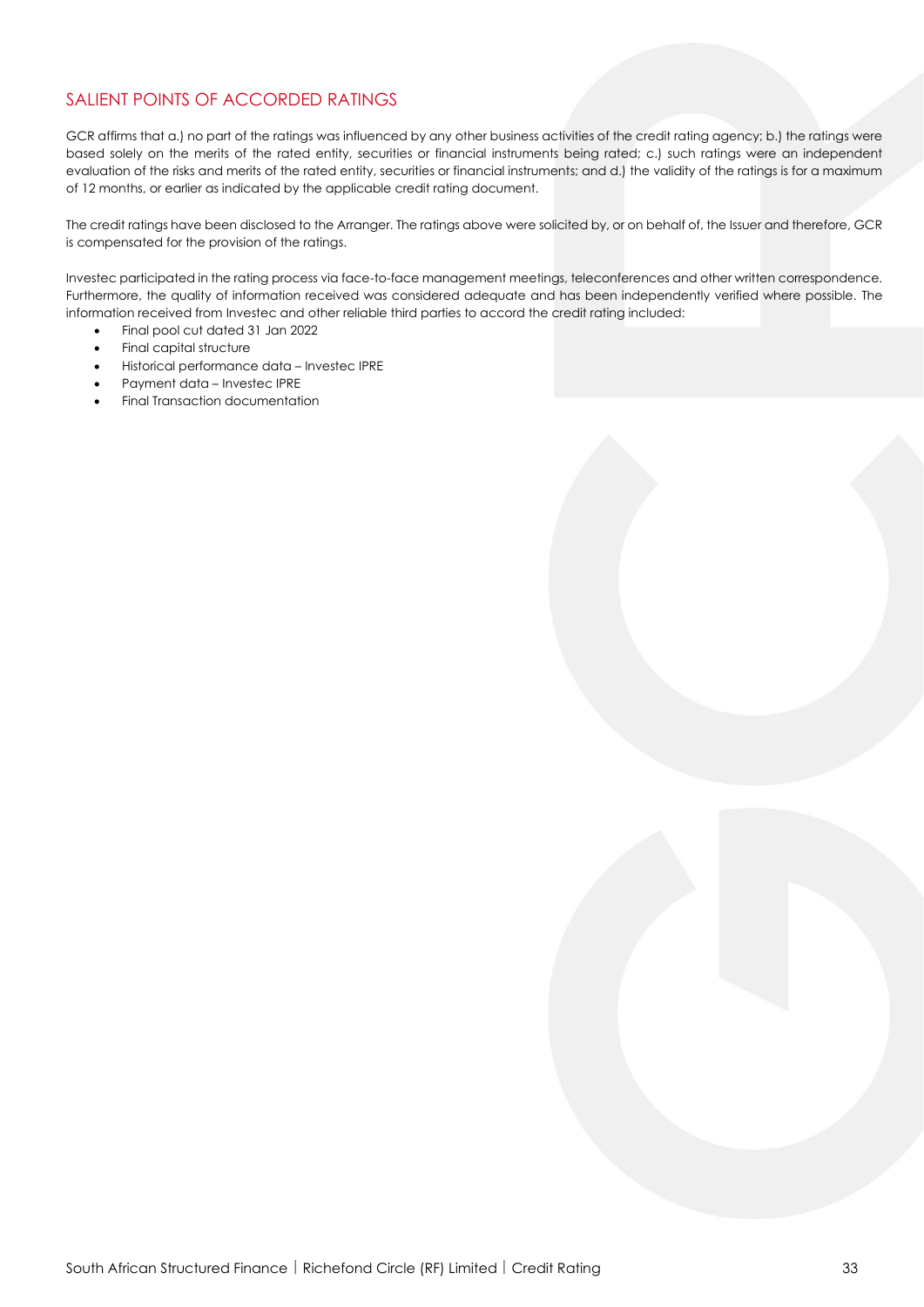## SALIENT POINTS OF ACCORDED RATINGS

GCR affirms that a.) no part of the ratings was influenced by any other business activities of the credit rating agency; b.) the ratings were based solely on the merits of the rated entity, securities or financial instruments being rated; c.) such ratings were an independent evaluation of the risks and merits of the rated entity, securities or financial instruments; and d.) the validity of the ratings is for a maximum of 12 months, or earlier as indicated by the applicable credit rating document.

The credit ratings have been disclosed to the Arranger. The ratings above were solicited by, or on behalf of, the Issuer and therefore, GCR is compensated for the provision of the ratings.

Investec participated in the rating process via face-to-face management meetings, teleconferences and other written correspondence. Furthermore, the quality of information received was considered adequate and has been independently verified where possible. The information received from Investec and other reliable third parties to accord the credit rating included:

- Final pool cut dated 31 Jan 2022
- Final capital structure
- Historical performance data – Investec IPRE
- Payment data – Investec IPRE
- Final Transaction documentation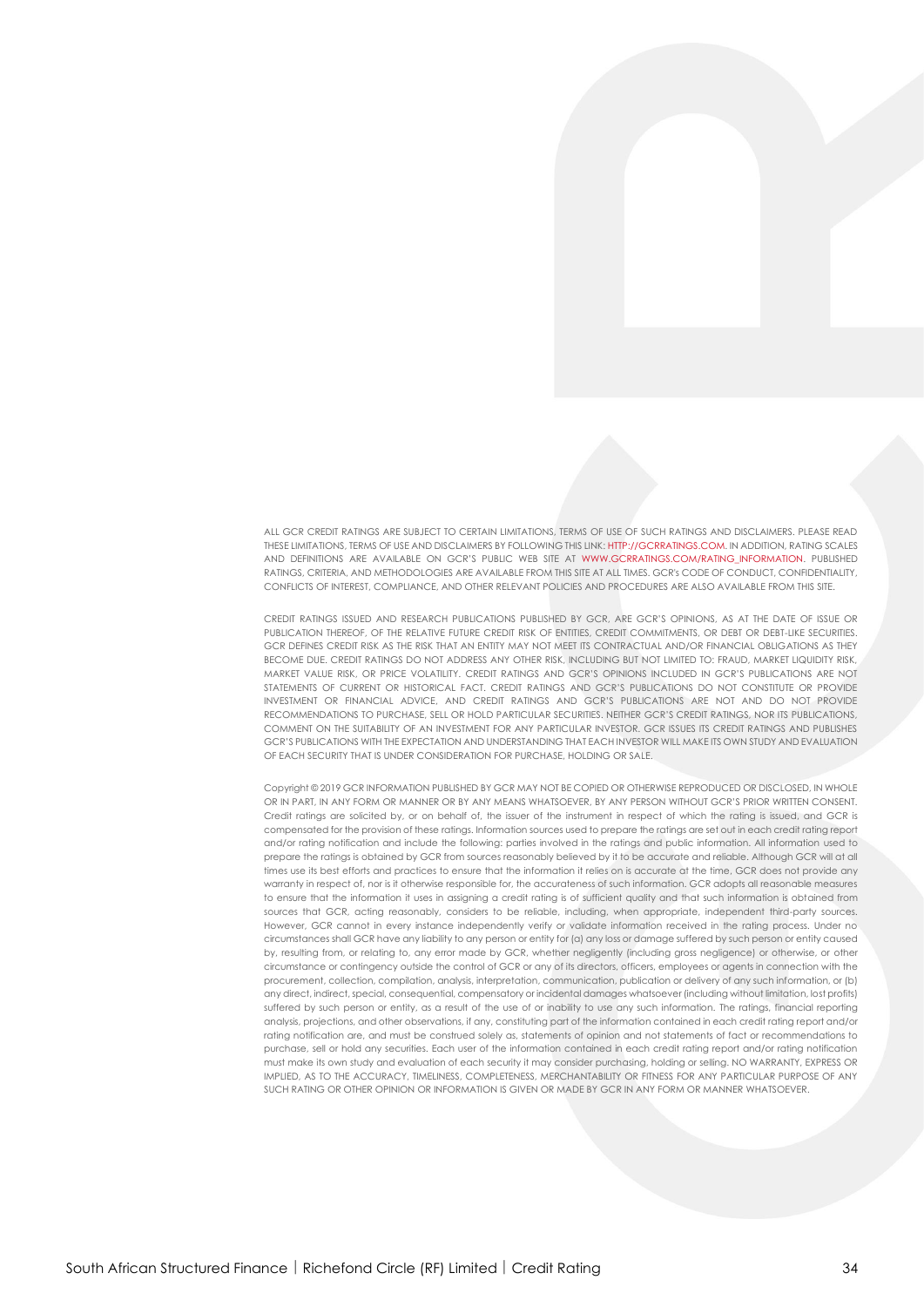ALL GCR CREDIT RATINGS ARE SUBJECT TO CERTAIN LIMITATIONS, TERMS OF USE OF SUCH RATINGS AND DISCLAIMERS. PLEASE READ THESE LIMITATIONS, TERMS OF USE AND DISCLAIMERS BY FOLLOWING THIS LINK: HTTP://GCRRATINGS.COM. IN ADDITION, RATING SCALES AND DEFINITIONS ARE AVAILABLE ON GCR'S PUBLIC WEB SITE AT WWW.GCRRATINGS.COM/RATING_INFORMATION. PUBLISHED RATINGS, CRITERIA, AND METHODOLOGIES ARE AVAILABLE FROM THIS SITE AT ALL TIMES. GCR's CODE OF CONDUCT, CONFIDENTIALITY, CONFLICTS OF INTEREST, COMPLIANCE, AND OTHER RELEVANT POLICIES AND PROCEDURES ARE ALSO AVAILABLE FROM THIS SITE.

CREDIT RATINGS ISSUED AND RESEARCH PUBLICATIONS PUBLISHED BY GCR, ARE GCR'S OPINIONS, AS AT THE DATE OF ISSUE OR PUBLICATION THEREOF, OF THE RELATIVE FUTURE CREDIT RISK OF ENTITIES, CREDIT COMMITMENTS, OR DEBT OR DEBT-LIKE SECURITIES. GCR DEFINES CREDIT RISK AS THE RISK THAT AN ENTITY MAY NOT MEET ITS CONTRACTUAL AND/OR FINANCIAL OBLIGATIONS AS THEY BECOME DUE. CREDIT RATINGS DO NOT ADDRESS ANY OTHER RISK, INCLUDING BUT NOT LIMITED TO: FRAUD, MARKET LIQUIDITY RISK, MARKET VALUE RISK, OR PRICE VOLATILITY. CREDIT RATINGS AND GCR'S OPINIONS INCLUDED IN GCR'S PUBLICATIONS ARE NOT STATEMENTS OF CURRENT OR HISTORICAL FACT. CREDIT RATINGS AND GCR'S PUBLICATIONS DO NOT CONSTITUTE OR PROVIDE INVESTMENT OR FINANCIAL ADVICE, AND CREDIT RATINGS AND GCR'S PUBLICATIONS ARE NOT AND DO NOT PROVIDE RECOMMENDATIONS TO PURCHASE, SELL OR HOLD PARTICULAR SECURITIES. NEITHER GCR'S CREDIT RATINGS, NOR ITS PUBLICATIONS, COMMENT ON THE SUITABILITY OF AN INVESTMENT FOR ANY PARTICULAR INVESTOR. GCR ISSUES ITS CREDIT RATINGS AND PUBLISHES GCR'S PUBLICATIONS WITH THE EXPECTATION AND UNDERSTANDING THAT EACH INVESTOR WILL MAKE ITS OWN STUDY AND EVALUATION OF EACH SECURITY THAT IS UNDER CONSIDERATION FOR PURCHASE, HOLDING OR SALE.

Copyright © 2019 GCR INFORMATION PUBLISHED BY GCR MAY NOT BE COPIED OR OTHERWISE REPRODUCED OR DISCLOSED, IN WHOLE OR IN PART, IN ANY FORM OR MANNER OR BY ANY MEANS WHATSOEVER, BY ANY PERSON WITHOUT GCR'S PRIOR WRITTEN CONSENT. Credit ratings are solicited by, or on behalf of, the issuer of the instrument in respect of which the rating is issued, and GCR is compensated for the provision of these ratings. Information sources used to prepare the ratings are set out in each credit rating report and/or rating notification and include the following: parties involved in the ratings and public information. All information used to prepare the ratings is obtained by GCR from sources reasonably believed by it to be accurate and reliable. Although GCR will at all times use its best efforts and practices to ensure that the information it relies on is accurate at the time, GCR does not provide any warranty in respect of, nor is it otherwise responsible for, the accurateness of such information. GCR adopts all reasonable measures to ensure that the information it uses in assigning a credit rating is of sufficient quality and that such information is obtained from sources that GCR, acting reasonably, considers to be reliable, including, when appropriate, independent third-party sources. However, GCR cannot in every instance independently verify or validate information received in the rating process. Under no circumstances shall GCR have any liability to any person or entity for (a) any loss or damage suffered by such person or entity caused by, resulting from, or relating to, any error made by GCR, whether negligently (including gross negligence) or otherwise, or other circumstance or contingency outside the control of GCR or any of its directors, officers, employees or agents in connection with the procurement, collection, compilation, analysis, interpretation, communication, publication or delivery of any such information, or (b) any direct, indirect, special, consequential, compensatory or incidental damages whatsoever (including without limitation, lost profits) suffered by such person or entity, as a result of the use of or inability to use any such information. The ratings, financial reporting analysis, projections, and other observations, if any, constituting part of the information contained in each credit rating report and/or rating notification are, and must be construed solely as, statements of opinion and not statements of fact or recommendations to purchase, sell or hold any securities. Each user of the information contained in each credit rating report and/or rating notification must make its own study and evaluation of each security it may consider purchasing, holding or selling. NO WARRANTY, EXPRESS OR IMPLIED, AS TO THE ACCURACY, TIMELINESS, COMPLETENESS, MERCHANTABILITY OR FITNESS FOR ANY PARTICULAR PURPOSE OF ANY SUCH RATING OR OTHER OPINION OR INFORMATION IS GIVEN OR MADE BY GCR IN ANY FORM OR MANNER WHATSOEVER.